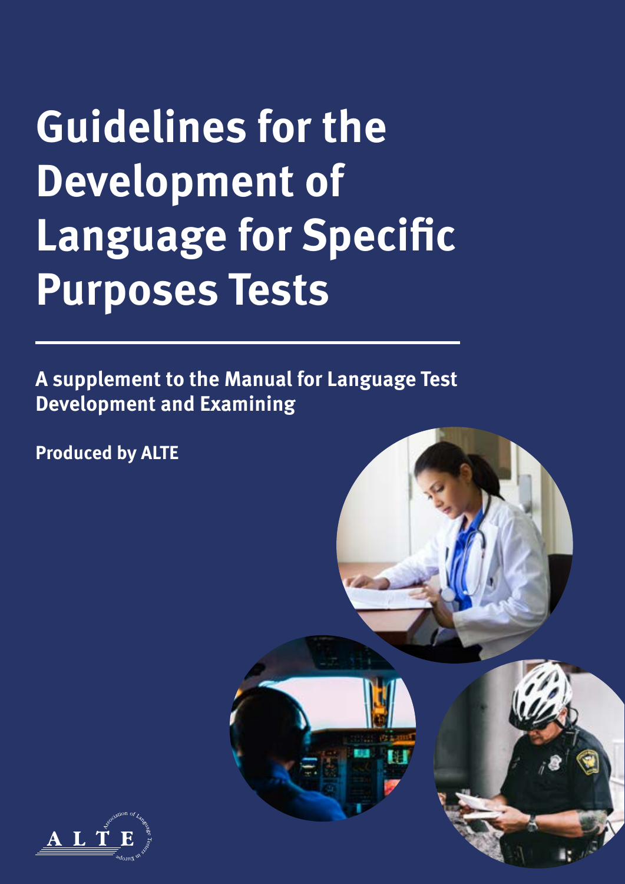# Guidelines for the Development of Language for Specific Purposes Tests

**A supplement to the Manual for Language Test Development and Examining**

**Produced by ALTE**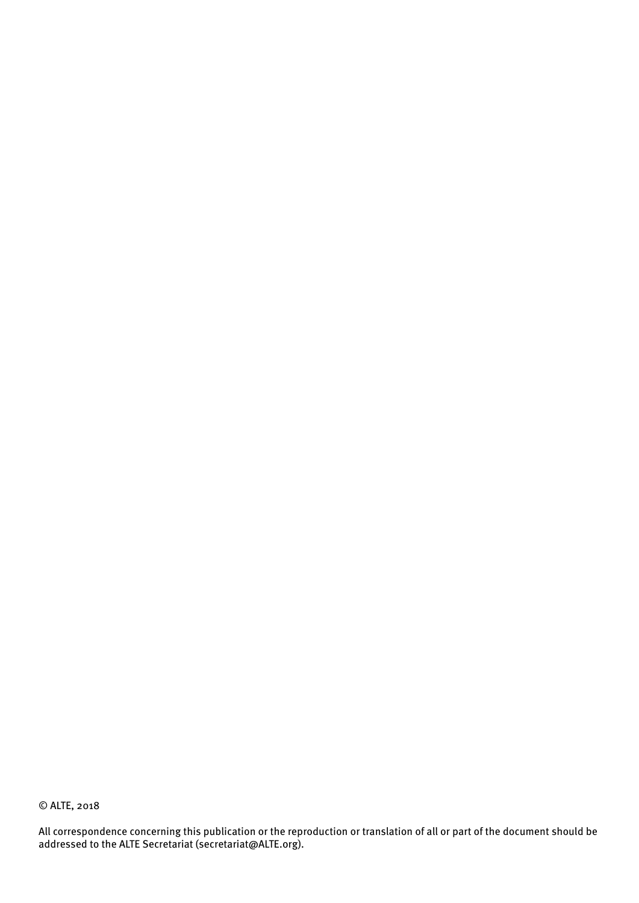© ALTE, 2018

All correspondence concerning this publication or the reproduction or translation of all or part of the document should be addressed to the ALTE Secretariat (secretariat@ALTE.org).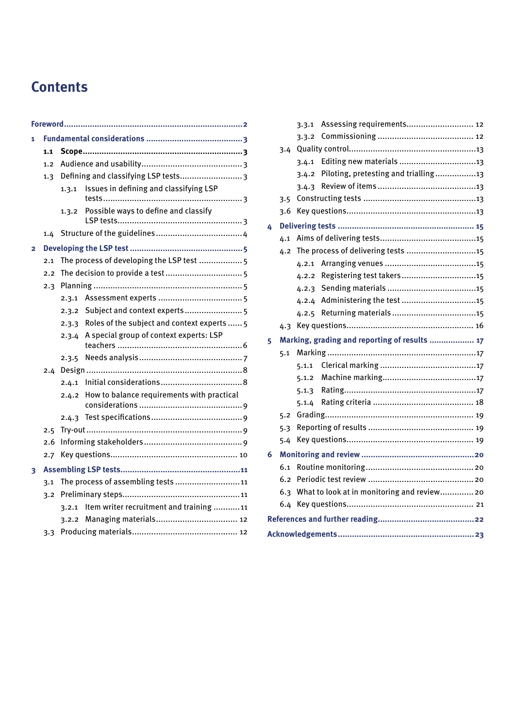# Contents

- Foreword ... 2
- 1 Fundamental considerations ... 3
  - 1.1 Scope ... 3
  - 1.2 Audience and usability ... 3
  - 1.3 Defining and classifying LSP tests ... 3
    - 1.3.1 Issues in defining and classifying LSP tests ... 3
    - 1.3.2 Possible ways to define and classify LSP tests ... 3
  - 1.4 Structure of the guidelines ... 4
- 2 Developing the LSP test ... 5
  - 2.1 The process of developing the LSP test ... 5
  - 2.2 The decision to provide a test ... 5
  - 2.3 Planning ... 5
    - 2.3.1 Assessment experts ... 5
    - 2.3.2 Subject and context experts ... 5
    - 2.3.3 Roles of the subject and context experts ... 5
    - 2.3.4 A special group of context experts: LSP teachers ... 6
    - 2.3.5 Needs analysis ... 7
  - 2.4 Design ... 8
    - 2.4.1 Initial considerations ... 8
    - 2.4.2 How to balance requirements with practical considerations ... 9
    - 2.4.3 Test specifications ... 9
  - 2.5 Try-out ... 9
  - 2.6 Informing stakeholders ... 9
  - 2.7 Key questions ... 10
- 3 Assembling LSP tests ... 11
  - 3.1 The process of assembling tests ... 11
  - 3.2 Preliminary steps ... 11
    - 3.2.1 Item writer recruitment and training ... 11
    - 3.2.2 Managing materials ... 12
  - 3.3 Producing materials ... 12
    - 3.3.1 Assessing requirements ... 12
    - 3.3.2 Commissioning ... 12
  - 3.4 Quality control ... 13
    - 3.4.1 Editing new materials ... 13
    - 3.4.2 Piloting, pretesting and trialling ... 13
    - 3.4.3 Review of items ... 13
  - 3.5 Constructing tests ... 13
  - 3.6 Key questions ... 13
- 4 Delivering tests ... 15
  - 4.1 Aims of delivering tests ... 15
  - 4.2 The process of delivering tests ... 15
    - 4.2.1 Arranging venues ... 15
    - 4.2.2 Registering test takers ... 15
    - 4.2.3 Sending materials ... 15
    - 4.2.4 Administering the test ... 15
    - 4.2.5 Returning materials ... 15
  - 4.3 Key questions ... 16
- 5 Marking, grading and reporting of results ... 17
  - 5.1 Marking ... 17
    - 5.1.1 Clerical marking ... 17
    - 5.1.2 Machine marking ... 17
    - 5.1.3 Rating ... 17
    - 5.1.4 Rating criteria ... 18
  - 5.2 Grading ... 19
  - 5.3 Reporting of results ... 19
  - 5.4 Key questions ... 19
- 6 Monitoring and review ... 20
  - 6.1 Routine monitoring ... 20
  - 6.2 Periodic test review ... 20
  - 6.3 What to look at in monitoring and review ... 20
  - 6.4 Key questions ... 21
- References and further reading ... 22
- Acknowledgements ... 23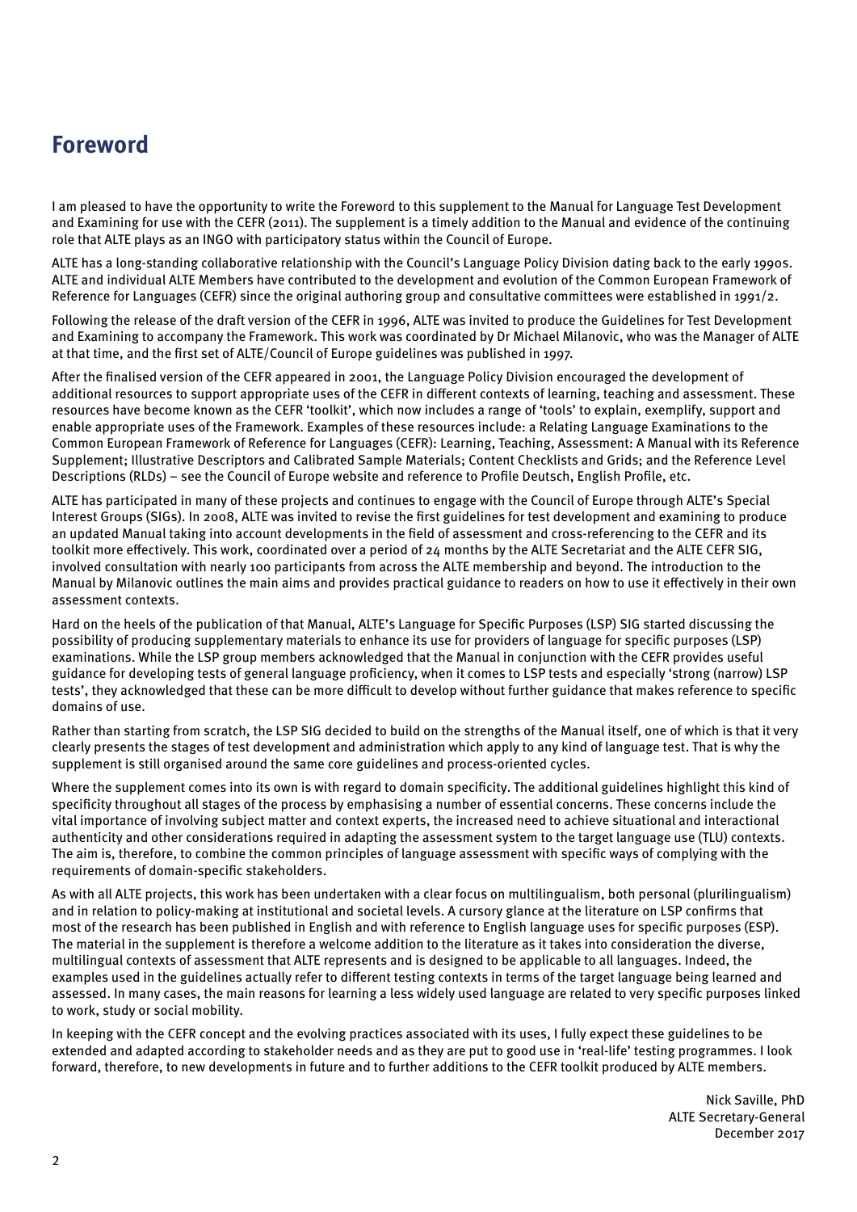# Foreword

I am pleased to have the opportunity to write the Foreword to this supplement to the Manual for Language Test Development and Examining for use with the CEFR (2011). The supplement is a timely addition to the Manual and evidence of the continuing role that ALTE plays as an INGO with participatory status within the Council of Europe.

ALTE has a long-standing collaborative relationship with the Council's Language Policy Division dating back to the early 1990s. ALTE and individual ALTE Members have contributed to the development and evolution of the Common European Framework of Reference for Languages (CEFR) since the original authoring group and consultative committees were established in 1991/2.

Following the release of the draft version of the CEFR in 1996, ALTE was invited to produce the Guidelines for Test Development and Examining to accompany the Framework. This work was coordinated by Dr Michael Milanovic, who was the Manager of ALTE at that time, and the first set of ALTE/Council of Europe guidelines was published in 1997.

After the finalised version of the CEFR appeared in 2001, the Language Policy Division encouraged the development of additional resources to support appropriate uses of the CEFR in different contexts of learning, teaching and assessment. These resources have become known as the CEFR 'toolkit', which now includes a range of 'tools' to explain, exemplify, support and enable appropriate uses of the Framework. Examples of these resources include: a Relating Language Examinations to the Common European Framework of Reference for Languages (CEFR): Learning, Teaching, Assessment: A Manual with its Reference Supplement; Illustrative Descriptors and Calibrated Sample Materials; Content Checklists and Grids; and the Reference Level Descriptions (RLDs) – see the Council of Europe website and reference to Profile Deutsch, English Profile, etc.

ALTE has participated in many of these projects and continues to engage with the Council of Europe through ALTE's Special Interest Groups (SIGs). In 2008, ALTE was invited to revise the first guidelines for test development and examining to produce an updated Manual taking into account developments in the field of assessment and cross-referencing to the CEFR and its toolkit more effectively. This work, coordinated over a period of 24 months by the ALTE Secretariat and the ALTE CEFR SIG, involved consultation with nearly 100 participants from across the ALTE membership and beyond. The introduction to the Manual by Milanovic outlines the main aims and provides practical guidance to readers on how to use it effectively in their own assessment contexts.

Hard on the heels of the publication of that Manual, ALTE's Language for Specific Purposes (LSP) SIG started discussing the possibility of producing supplementary materials to enhance its use for providers of language for specific purposes (LSP) examinations. While the LSP group members acknowledged that the Manual in conjunction with the CEFR provides useful guidance for developing tests of general language proficiency, when it comes to LSP tests and especially 'strong (narrow) LSP tests', they acknowledged that these can be more difficult to develop without further guidance that makes reference to specific domains of use.

Rather than starting from scratch, the LSP SIG decided to build on the strengths of the Manual itself, one of which is that it very clearly presents the stages of test development and administration which apply to any kind of language test. That is why the supplement is still organised around the same core guidelines and process-orientated cycles.

Where the supplement comes into its own is with regard to domain specificity. The additional guidelines highlight this kind of specificity throughout all stages of the process by emphasising a number of essential concerns. These concerns include the vital importance of involving subject matter and context experts, the increased need to achieve situational and interactional authenticity and other considerations required in adapting the assessment system to the target language use (TLU) contexts. The aim is, therefore, to combine the common principles of language assessment with specific ways of complying with the requirements of domain-specific stakeholders.

As with all ALTE projects, this work has been undertaken with a clear focus on multilingualism, both personal (plurilingualism) and in relation to policy-making at institutional and societal levels. A cursory glance at the literature on LSP confirms that most of the research has been published in English and with reference to English language uses for specific purposes (ESP). The material in the supplement is therefore a welcome addition to the literature as it takes into consideration the diverse, multilingual contexts of assessment that ALTE represents and is designed to be applicable to all languages. Indeed, the examples used in the guidelines actually refer to different testing contexts in terms of the target language being learned and assessed. In many cases, the main reasons for learning a less widely used language are related to very specific purposes linked to work, study or social mobility.

In keeping with the CEFR concept and the evolving practices associated with its uses, I fully expect these guidelines to be extended and adapted according to stakeholder needs and as they are put to good use in 'real-life' testing programmes. I look forward, therefore, to new developments in future and to further additions to the CEFR toolkit produced by ALTE members.

Nick Saville, PhD  
ALTE Secretary-General  
December 2017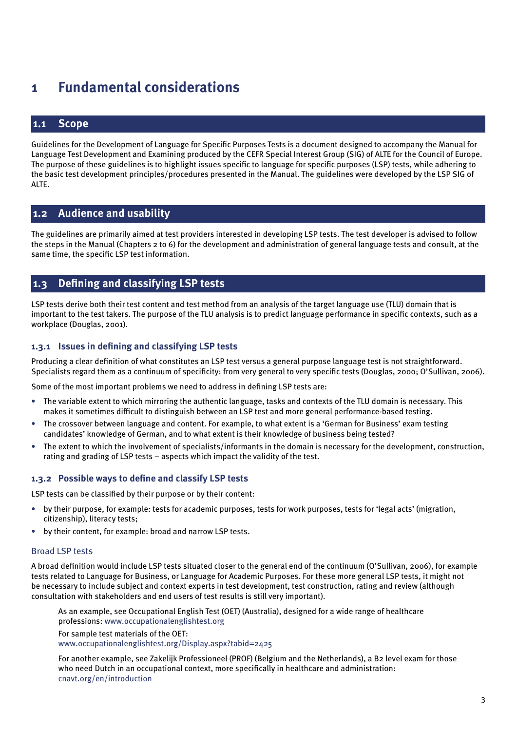# 1 Fundamental considerations

## 1.1 Scope

Guidelines for the Development of Language for Specific Purposes Tests is a document designed to accompany the Manual for Language Test Development and Examining produced by the CEFR Special Interest Group (SIG) of ALTE for the Council of Europe. The purpose of these guidelines is to highlight issues specific to language for specific purposes (LSP) tests, while adhering to the basic test development principles/procedures presented in the Manual. The guidelines were developed by the LSP SIG of ALTE.

## 1.2 Audience and usability

The guidelines are primarily aimed at test providers interested in developing LSP tests. The test developer is advised to follow the steps in the Manual (Chapters 2 to 6) for the development and administration of general language tests and consult, at the same time, the specific LSP test information.

## 1.3 Defining and classifying LSP tests

LSP tests derive both their test content and test method from an analysis of the target language use (TLU) domain that is important to the test takers. The purpose of the TLU analysis is to predict language performance in specific contexts, such as a workplace (Douglas, 2001).

### 1.3.1 Issues in defining and classifying LSP tests

Producing a clear definition of what constitutes an LSP test versus a general purpose language test is not straightforward. Specialists regard them as a continuum of specificity: from very general to very specific tests (Douglas, 2000; O'Sullivan, 2006).

Some of the most important problems we need to address in defining LSP tests are:

- The variable extent to which mirroring the authentic language, tasks and contexts of the TLU domain is necessary. This makes it sometimes difficult to distinguish between an LSP test and more general performance-based testing.
- The crossover between language and content. For example, to what extent is a 'German for Business' exam testing candidates' knowledge of German, and to what extent is their knowledge of business being tested?
- The extent to which the involvement of specialists/informants in the domain is necessary for the development, construction, rating and grading of LSP tests – aspects which impact the validity of the test.

### 1.3.2 Possible ways to define and classify LSP tests

LSP tests can be classified by their purpose or by their content:

- by their purpose, for example: tests for academic purposes, tests for work purposes, tests for 'legal acts' (migration, citizenship), literacy tests;
- by their content, for example: broad and narrow LSP tests.

#### Broad LSP tests

A broad definition would include LSP tests situated closer to the general end of the continuum (O'Sullivan, 2006), for example tests related to Language for Business, or Language for Academic Purposes. For these more general LSP tests, it might not be necessary to include subject and context experts in test development, test construction, rating and review (although consultation with stakeholders and end users of test results is still very important).

> As an example, see Occupational English Test (OET) (Australia), designed for a wide range of healthcare professions: www.occupationalenglishtest.org
>
> For sample test materials of the OET:
> www.occupationalenglishtest.org/Display.aspx?tabid=2425
>
> For another example, see Zakelijk Professioneel (PROF) (Belgium and the Netherlands), a B2 level exam for those who need Dutch in an occupational context, more specifically in healthcare and administration:
> cnavt.org/en/introduction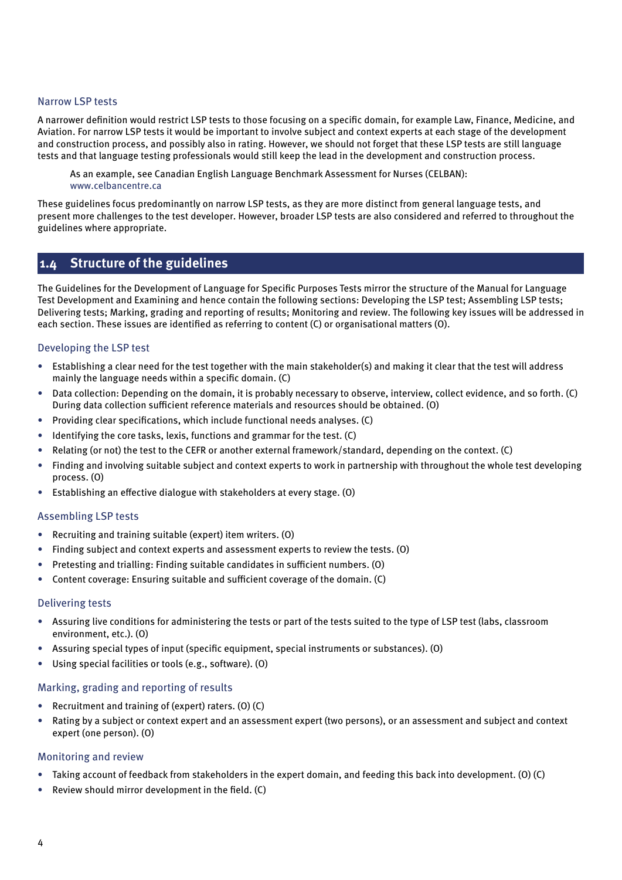### Narrow LSP tests

A narrower definition would restrict LSP tests to those focusing on a specific domain, for example Law, Finance, Medicine, and Aviation. For narrow LSP tests it would be important to involve subject and context experts at each stage of the development and construction process, and possibly also in rating. However, we should not forget that these LSP tests are still language tests and that language testing professionals would still keep the lead in the development and construction process.

> As an example, see Canadian English Language Benchmark Assessment for Nurses (CELBAN): www.celbancentre.ca

These guidelines focus predominantly on narrow LSP tests, as they are more distinct from general language tests, and present more challenges to the test developer. However, broader LSP tests are also considered and referred to throughout the guidelines where appropriate.

## 1.4 Structure of the guidelines

The Guidelines for the Development of Language for Specific Purposes Tests mirror the structure of the Manual for Language Test Development and Examining and hence contain the following sections: Developing the LSP test; Assembling LSP tests; Delivering tests; Marking, grading and reporting of results; Monitoring and review. The following key issues will be addressed in each section. These issues are identified as referring to content (C) or organisational matters (O).

### Developing the LSP test

- Establishing a clear need for the test together with the main stakeholder(s) and making it clear that the test will address mainly the language needs within a specific domain. (C)
- Data collection: Depending on the domain, it is probably necessary to observe, interview, collect evidence, and so forth. (C) During data collection sufficient reference materials and resources should be obtained. (O)
- Providing clear specifications, which include functional needs analyses. (C)
- Identifying the core tasks, lexis, functions and grammar for the test. (C)
- Relating (or not) the test to the CEFR or another external framework/standard, depending on the context. (C)
- Finding and involving suitable subject and context experts to work in partnership with throughout the whole test developing process. (O)
- Establishing an effective dialogue with stakeholders at every stage. (O)

### Assembling LSP tests

- Recruiting and training suitable (expert) item writers. (O)
- Finding subject and context experts and assessment experts to review the tests. (O)
- Pretesting and trialling: Finding suitable candidates in sufficient numbers. (O)
- Content coverage: Ensuring suitable and sufficient coverage of the domain. (C)

### Delivering tests

- Assuring live conditions for administering the tests or part of the tests suited to the type of LSP test (labs, classroom environment, etc.). (O)
- Assuring special types of input (specific equipment, special instruments or substances). (O)
- Using special facilities or tools (e.g., software). (O)

### Marking, grading and reporting of results

- Recruitment and training of (expert) raters. (O) (C)
- Rating by a subject or context expert and an assessment expert (two persons), or an assessment and subject and context expert (one person). (O)

### Monitoring and review

- Taking account of feedback from stakeholders in the expert domain, and feeding this back into development. (O) (C)
- Review should mirror development in the field. (C)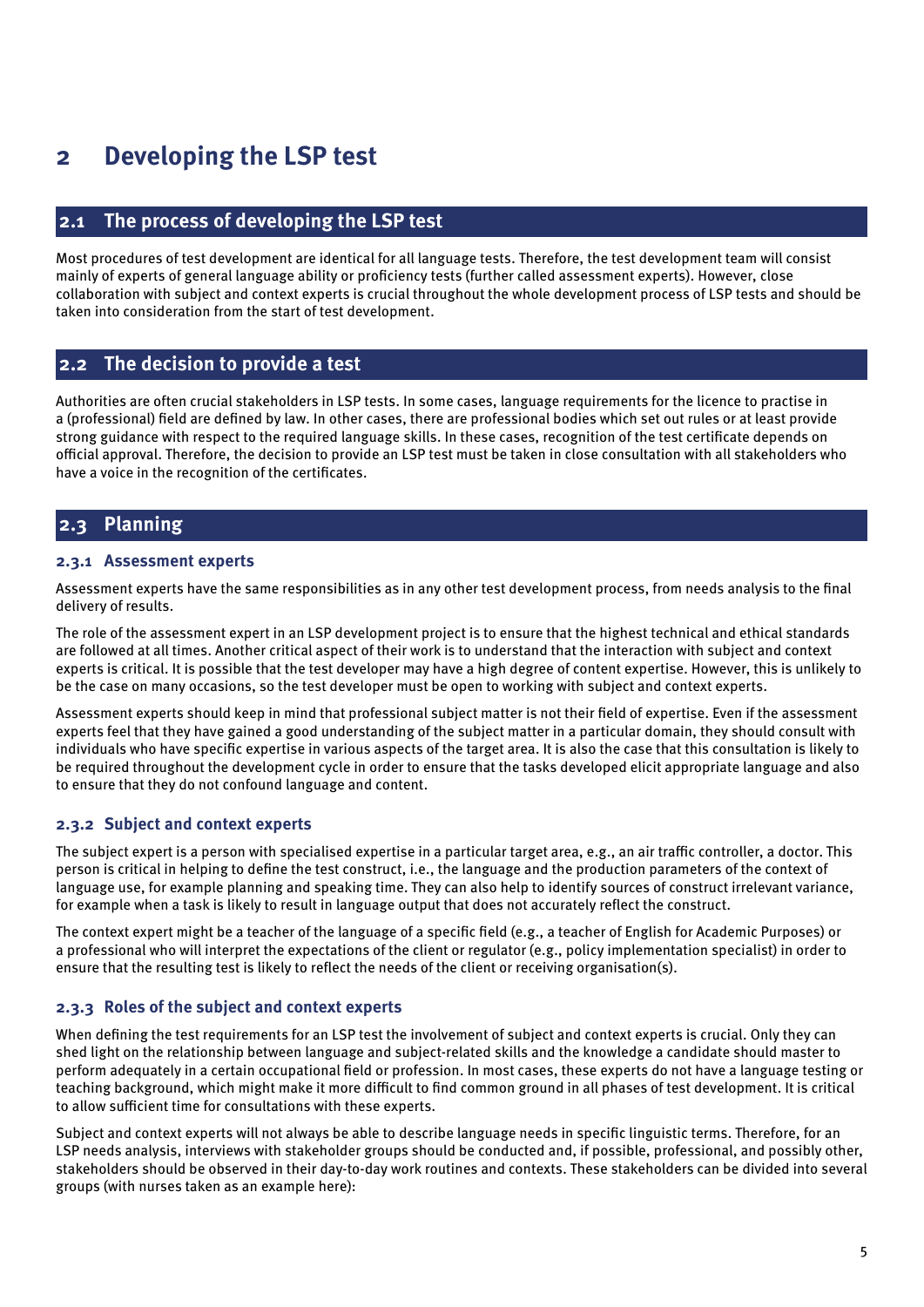# 2 Developing the LSP test

## 2.1 The process of developing the LSP test

Most procedures of test development are identical for all language tests. Therefore, the test development team will consist mainly of experts of general language ability or proficiency tests (further called assessment experts). However, close collaboration with subject and context experts is crucial throughout the whole development process of LSP tests and should be taken into consideration from the start of test development.

## 2.2 The decision to provide a test

Authorities are often crucial stakeholders in LSP tests. In some cases, language requirements for the licence to practise in a (professional) field are defined by law. In other cases, there are professional bodies which set out rules or at least provide strong guidance with respect to the required language skills. In these cases, recognition of the test certificate depends on official approval. Therefore, the decision to provide an LSP test must be taken in close consultation with all stakeholders who have a voice in the recognition of the certificates.

## 2.3 Planning

### 2.3.1 Assessment experts

Assessment experts have the same responsibilities as in any other test development process, from needs analysis to the final delivery of results.

The role of the assessment expert in an LSP development project is to ensure that the highest technical and ethical standards are followed at all times. Another critical aspect of their work is to understand that the interaction with subject and context experts is critical. It is possible that the test developer may have a high degree of content expertise. However, this is unlikely to be the case on many occasions, so the test developer must be open to working with subject and context experts.

Assessment experts should keep in mind that professional subject matter is not their field of expertise. Even if the assessment experts feel that they have gained a good understanding of the subject matter in a particular domain, they should consult with individuals who have specific expertise in various aspects of the target area. It is also the case that this consultation is likely to be required throughout the development cycle in order to ensure that the tasks developed elicit appropriate language and also to ensure that they do not confound language and content.

### 2.3.2 Subject and context experts

The subject expert is a person with specialised expertise in a particular target area, e.g., an air traffic controller, a doctor. This person is critical in helping to define the test construct, i.e., the language and the production parameters of the context of language use, for example planning and speaking time. They can also help to identify sources of construct irrelevant variance, for example when a task is likely to result in language output that does not accurately reflect the construct.

The context expert might be a teacher of the language of a specific field (e.g., a teacher of English for Academic Purposes) or a professional who will interpret the expectations of the client or regulator (e.g., policy implementation specialist) in order to ensure that the resulting test is likely to reflect the needs of the client or receiving organisation(s).

### 2.3.3 Roles of the subject and context experts

When defining the test requirements for an LSP test the involvement of subject and context experts is crucial. Only they can shed light on the relationship between language and subject-related skills and the knowledge a candidate should master to perform adequately in a certain occupational field or profession. In most cases, these experts do not have a language testing or teaching background, which might make it more difficult to find common ground in all phases of test development. It is critical to allow sufficient time for consultations with these experts.

Subject and context experts will not always be able to describe language needs in specific linguistic terms. Therefore, for an LSP needs analysis, interviews with stakeholder groups should be conducted and, if possible, professional, and possibly other, stakeholders should be observed in their day-to-day work routines and contexts. These stakeholders can be divided into several groups (with nurses taken as an example here):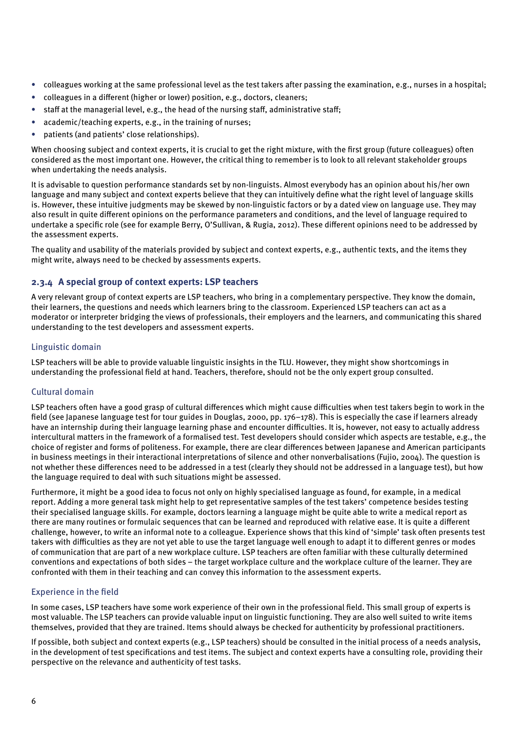- colleagues working at the same professional level as the test takers after passing the examination, e.g., nurses in a hospital;
- colleagues in a different (higher or lower) position, e.g., doctors, cleaners;
- staff at the managerial level, e.g., the head of the nursing staff, administrative staff;
- academic/teaching experts, e.g., in the training of nurses;
- patients (and patients' close relationships).

When choosing subject and context experts, it is crucial to get the right mixture, with the first group (future colleagues) often considered as the most important one. However, the critical thing to remember is to look to all relevant stakeholder groups when undertaking the needs analysis.

It is advisable to question performance standards set by non-linguists. Almost everybody has an opinion about his/her own language and many subject and context experts believe that they can intuitively define what the right level of language skills is. However, these intuitive judgments may be skewed by non-linguistic factors or by a dated view on language use. They may also result in quite different opinions on the performance parameters and conditions, and the level of language required to undertake a specific role (see for example Berry, O'Sullivan, & Rugia, 2012). These different opinions need to be addressed by the assessment experts.

The quality and usability of the materials provided by subject and context experts, e.g., authentic texts, and the items they might write, always need to be checked by assessments experts.

### 2.3.4 A special group of context experts: LSP teachers

A very relevant group of context experts are LSP teachers, who bring in a complementary perspective. They know the domain, their learners, the questions and needs which learners bring to the classroom. Experienced LSP teachers can act as a moderator or interpreter bridging the views of professionals, their employers and the learners, and communicating this shared understanding to the test developers and assessment experts.

#### Linguistic domain

LSP teachers will be able to provide valuable linguistic insights in the TLU. However, they might show shortcomings in understanding the professional field at hand. Teachers, therefore, should not be the only expert group consulted.

#### Cultural domain

LSP teachers often have a good grasp of cultural differences which might cause difficulties when test takers begin to work in the field (see Japanese language test for tour guides in Douglas, 2000, pp. 176–178). This is especially the case if learners already have an internship during their language learning phase and encounter difficulties. It is, however, not easy to actually address intercultural matters in the framework of a formalised test. Test developers should consider which aspects are testable, e.g., the choice of register and forms of politeness. For example, there are clear differences between Japanese and American participants in business meetings in their interactional interpretations of silence and other nonverbalisations (Fujio, 2004). The question is not whether these differences need to be addressed in a test (clearly they should not be addressed in a language test), but how the language required to deal with such situations might be assessed.

Furthermore, it might be a good idea to focus not only on highly specialised language as found, for example, in a medical report. Adding a more general task might help to get representative samples of the test takers' competence besides testing their specialised language skills. For example, doctors learning a language might be quite able to write a medical report as there are many routines or formulaic sequences that can be learned and reproduced with relative ease. It is quite a different challenge, however, to write an informal note to a colleague. Experience shows that this kind of 'simple' task often presents test takers with difficulties as they are not yet able to use the target language well enough to adapt it to different genres or modes of communication that are part of a new workplace culture. LSP teachers are often familiar with these culturally determined conventions and expectations of both sides – the target workplace culture and the workplace culture of the learner. They are confronted with them in their teaching and can convey this information to the assessment experts.

#### Experience in the field

In some cases, LSP teachers have some work experience of their own in the professional field. This small group of experts is most valuable. The LSP teachers can provide valuable input on linguistic functioning. They are also well suited to write items themselves, provided that they are trained. Items should always be checked for authenticity by professional practitioners.

If possible, both subject and context experts (e.g., LSP teachers) should be consulted in the initial process of a needs analysis, in the development of test specifications and test items. The subject and context experts have a consulting role, providing their perspective on the relevance and authenticity of test tasks.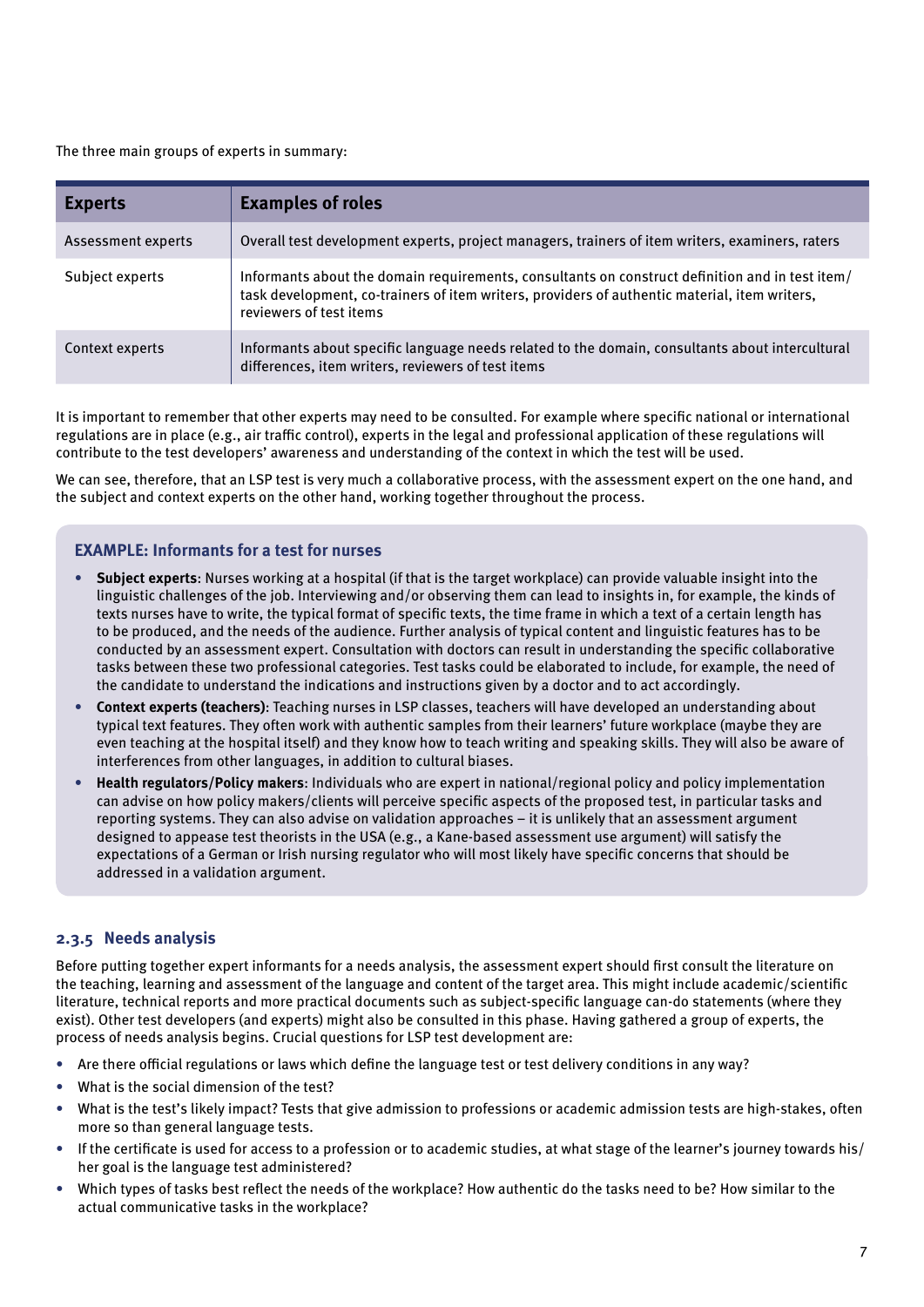The three main groups of experts in summary:

| Experts | Examples of roles |
|---|---|
| Assessment experts | Overall test development experts, project managers, trainers of item writers, examiners, raters |
| Subject experts | Informants about the domain requirements, consultants on construct definition and in test item/task development, co-trainers of item writers, providers of authentic material, item writers, reviewers of test items |
| Context experts | Informants about specific language needs related to the domain, consultants about intercultural differences, item writers, reviewers of test items |

It is important to remember that other experts may need to be consulted. For example where specific national or international regulations are in place (e.g., air traffic control), experts in the legal and professional application of these regulations will contribute to the test developers' awareness and understanding of the context in which the test will be used.

We can see, therefore, that an LSP test is very much a collaborative process, with the assessment expert on the one hand, and the subject and context experts on the other hand, working together throughout the process.

**EXAMPLE: Informants for a test for nurses**

- **Subject experts**: Nurses working at a hospital (if that is the target workplace) can provide valuable insight into the linguistic challenges of the job. Interviewing and/or observing them can lead to insights in, for example, the kinds of texts nurses have to write, the typical format of specific texts, the time frame in which a text of a certain length has to be produced, and the needs of the audience. Further analysis of typical content and linguistic features has to be conducted by an assessment expert. Consultation with doctors can result in understanding the specific collaborative tasks between these two professional categories. Test tasks could be elaborated to include, for example, the need of the candidate to understand the indications and instructions given by a doctor and to act accordingly.
- **Context experts (teachers)**: Teaching nurses in LSP classes, teachers will have developed an understanding about typical text features. They often work with authentic samples from their learners' future workplace (maybe they are even teaching at the hospital itself) and they know how to teach writing and speaking skills. They will also be aware of interferences from other languages, in addition to cultural biases.
- **Health regulators/Policy makers**: Individuals who are expert in national/regional policy and policy implementation can advise on how policy makers/clients will perceive specific aspects of the proposed test, in particular tasks and reporting systems. They can also advise on validation approaches – it is unlikely that an assessment argument designed to appease test theorists in the USA (e.g., a Kane-based assessment use argument) will satisfy the expectations of a German or Irish nursing regulator who will most likely have specific concerns that should be addressed in a validation argument.

### 2.3.5 Needs analysis

Before putting together expert informants for a needs analysis, the assessment expert should first consult the literature on the teaching, learning and assessment of the language and content of the target area. This might include academic/scientific literature, technical reports and more practical documents such as subject-specific language can-do statements (where they exist). Other test developers (and experts) might also be consulted in this phase. Having gathered a group of experts, the process of needs analysis begins. Crucial questions for LSP test development are:

- Are there official regulations or laws which define the language test or test delivery conditions in any way?
- What is the social dimension of the test?
- What is the test's likely impact? Tests that give admission to professions or academic admission tests are high-stakes, often more so than general language tests.
- If the certificate is used for access to a profession or to academic studies, at what stage of the learner's journey towards his/her goal is the language test administered?
- Which types of tasks best reflect the needs of the workplace? How authentic do the tasks need to be? How similar to the actual communicative tasks in the workplace?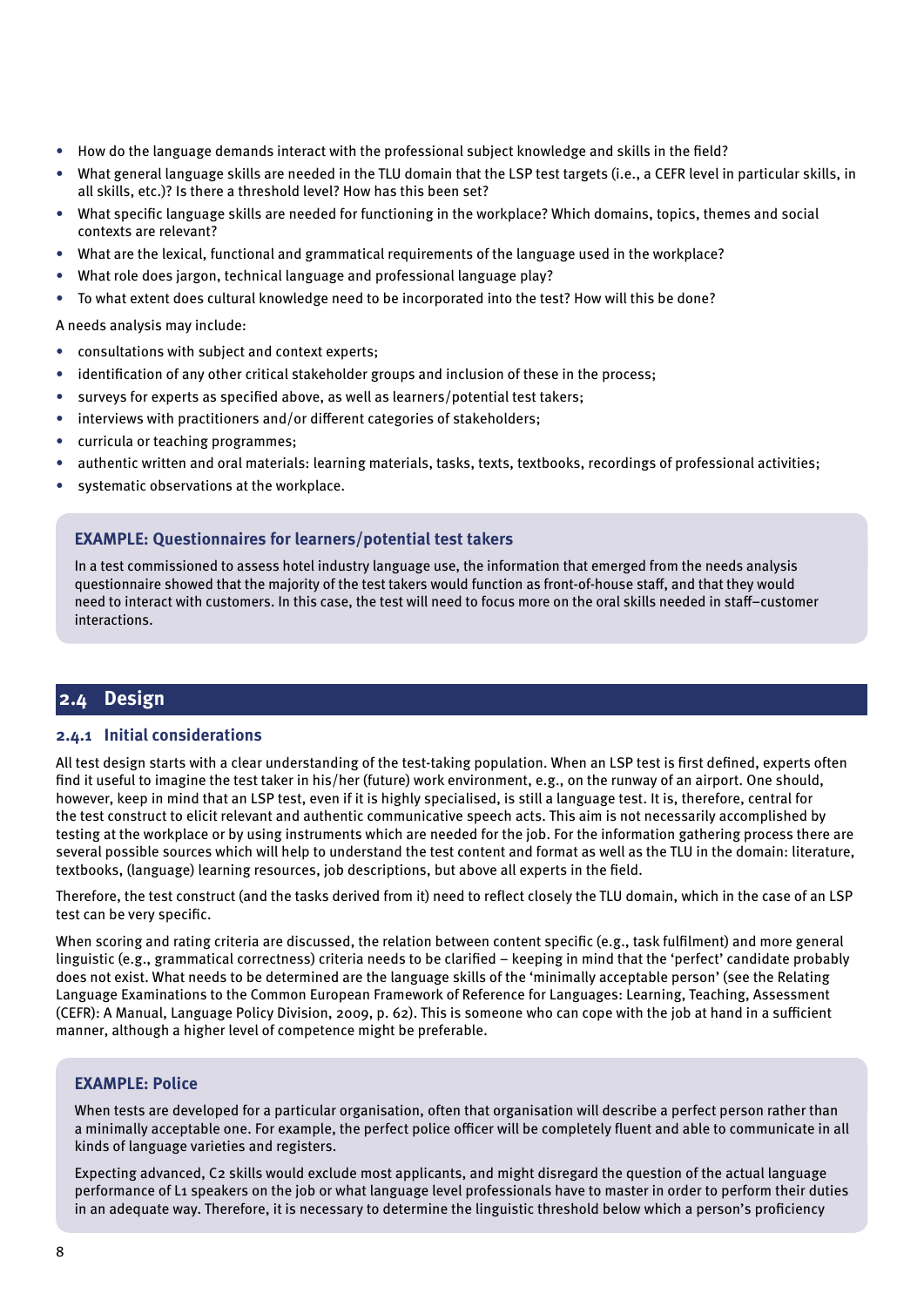- How do the language demands interact with the professional subject knowledge and skills in the field?
- What general language skills are needed in the TLU domain that the LSP test targets (i.e., a CEFR level in particular skills, in all skills, etc.)? Is there a threshold level? How has this been set?
- What specific language skills are needed for functioning in the workplace? Which domains, topics, themes and social contexts are relevant?
- What are the lexical, functional and grammatical requirements of the language used in the workplace?
- What role does jargon, technical language and professional language play?
- To what extent does cultural knowledge need to be incorporated into the test? How will this be done?

A needs analysis may include:

- consultations with subject and context experts;
- identification of any other critical stakeholder groups and inclusion of these in the process;
- surveys for experts as specified above, as well as learners/potential test takers;
- interviews with practitioners and/or different categories of stakeholders;
- curricula or teaching programmes;
- authentic written and oral materials: learning materials, tasks, texts, textbooks, recordings of professional activities;
- systematic observations at the workplace.

**EXAMPLE: Questionnaires for learners/potential test takers**

In a test commissioned to assess hotel industry language use, the information that emerged from the needs analysis questionnaire showed that the majority of the test takers would function as front-of-house staff, and that they would need to interact with customers. In this case, the test will need to focus more on the oral skills needed in staff–customer interactions.

## 2.4 Design

### 2.4.1 Initial considerations

All test design starts with a clear understanding of the test-taking population. When an LSP test is first defined, experts often find it useful to imagine the test taker in his/her (future) work environment, e.g., on the runway of an airport. One should, however, keep in mind that an LSP test, even if it is highly specialised, is still a language test. It is, therefore, central for the test construct to elicit relevant and authentic communicative speech acts. This aim is not necessarily accomplished by testing at the workplace or by using instruments which are needed for the job. For the information gathering process there are several possible sources which will help to understand the test content and format as well as the TLU in the domain: literature, textbooks, (language) learning resources, job descriptions, but above all experts in the field.

Therefore, the test construct (and the tasks derived from it) need to reflect closely the TLU domain, which in the case of an LSP test can be very specific.

When scoring and rating criteria are discussed, the relation between content specific (e.g., task fulfilment) and more general linguistic (e.g., grammatical correctness) criteria needs to be clarified – keeping in mind that the 'perfect' candidate probably does not exist. What needs to be determined are the language skills of the 'minimally acceptable person' (see the Relating Language Examinations to the Common European Framework of Reference for Languages: Learning, Teaching, Assessment (CEFR): A Manual, Language Policy Division, 2009, p. 62). This is someone who can cope with the job at hand in a sufficient manner, although a higher level of competence might be preferable.

**EXAMPLE: Police**

When tests are developed for a particular organisation, often that organisation will describe a perfect person rather than a minimally acceptable one. For example, the perfect police officer will be completely fluent and able to communicate in all kinds of language varieties and registers.

Expecting advanced, C2 skills would exclude most applicants, and might disregard the question of the actual language performance of L1 speakers on the job or what language level professionals have to master in order to perform their duties in an adequate way. Therefore, it is necessary to determine the linguistic threshold below which a person's proficiency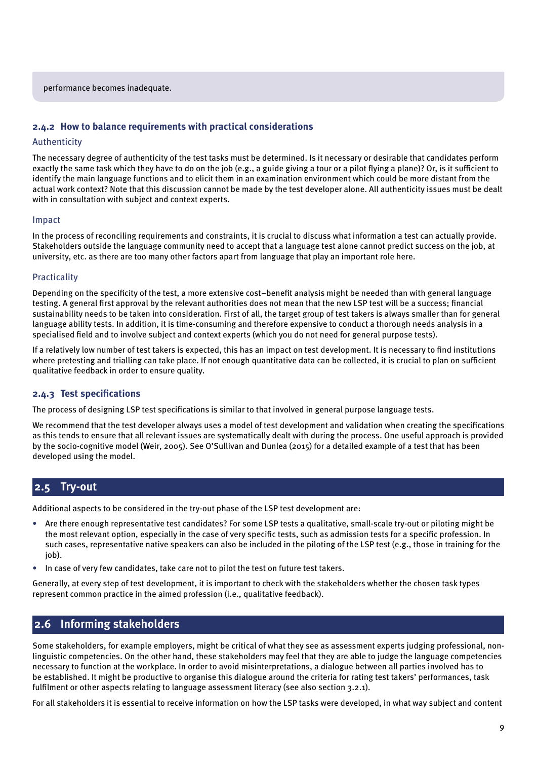performance becomes inadequate.

### 2.4.2 How to balance requirements with practical considerations

#### Authenticity

The necessary degree of authenticity of the test tasks must be determined. Is it necessary or desirable that candidates perform exactly the same task which they have to do on the job (e.g., a guide giving a tour or a pilot flying a plane)? Or, is it sufficient to identify the main language functions and to elicit them in an examination environment which could be more distant from the actual work context? Note that this discussion cannot be made by the test developer alone. All authenticity issues must be dealt with in consultation with subject and context experts.

#### Impact

In the process of reconciling requirements and constraints, it is crucial to discuss what information a test can actually provide. Stakeholders outside the language community need to accept that a language test alone cannot predict success on the job, at university, etc. as there are too many other factors apart from language that play an important role here.

#### Practicality

Depending on the specificity of the test, a more extensive cost–benefit analysis might be needed than with general language testing. A general first approval by the relevant authorities does not mean that the new LSP test will be a success; financial sustainability needs to be taken into consideration. First of all, the target group of test takers is always smaller than for general language ability tests. In addition, it is time-consuming and therefore expensive to conduct a thorough needs analysis in a specialised field and to involve subject and context experts (which you do not need for general purpose tests).

If a relatively low number of test takers is expected, this has an impact on test development. It is necessary to find institutions where pretesting and trialling can take place. If not enough quantitative data can be collected, it is crucial to plan on sufficient qualitative feedback in order to ensure quality.

### 2.4.3 Test specifications

The process of designing LSP test specifications is similar to that involved in general purpose language tests.

We recommend that the test developer always uses a model of test development and validation when creating the specifications as this tends to ensure that all relevant issues are systematically dealt with during the process. One useful approach is provided by the socio-cognitive model (Weir, 2005). See O'Sullivan and Dunlea (2015) for a detailed example of a test that has been developed using the model.

## 2.5 Try-out

Additional aspects to be considered in the try-out phase of the LSP test development are:

- Are there enough representative test candidates? For some LSP tests a qualitative, small-scale try-out or piloting might be the most relevant option, especially in the case of very specific tests, such as admission tests for a specific profession. In such cases, representative native speakers can also be included in the piloting of the LSP test (e.g., those in training for the job).
- In case of very few candidates, take care not to pilot the test on future test takers.

Generally, at every step of test development, it is important to check with the stakeholders whether the chosen task types represent common practice in the aimed profession (i.e., qualitative feedback).

## 2.6 Informing stakeholders

Some stakeholders, for example employers, might be critical of what they see as assessment experts judging professional, non-linguistic competencies. On the other hand, these stakeholders may feel that they are able to judge the language competencies necessary to function at the workplace. In order to avoid misinterpretations, a dialogue between all parties involved has to be established. It might be productive to organise this dialogue around the criteria for rating test takers' performances, task fulfilment or other aspects relating to language assessment literacy (see also section 3.2.1).

For all stakeholders it is essential to receive information on how the LSP tasks were developed, in what way subject and content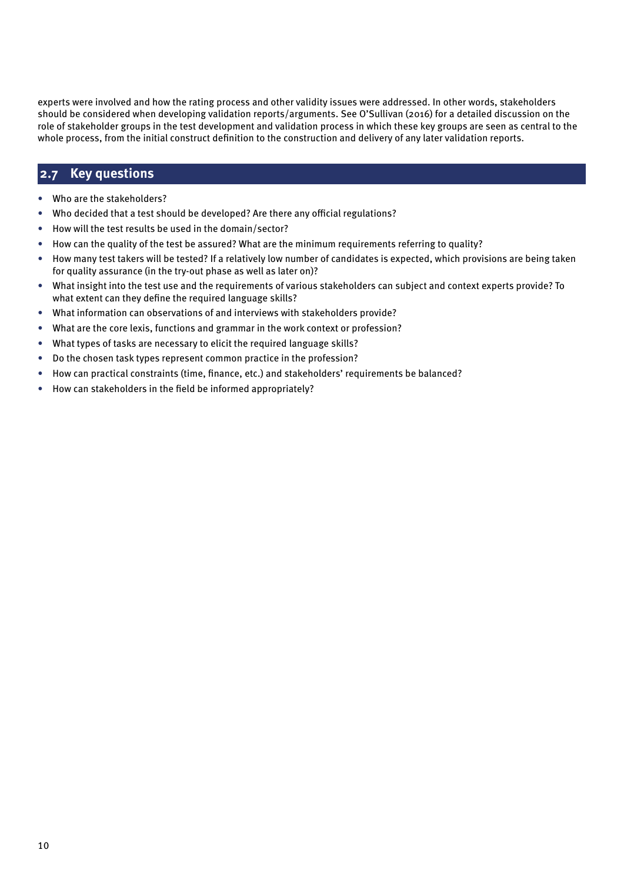experts were involved and how the rating process and other validity issues were addressed. In other words, stakeholders should be considered when developing validation reports/arguments. See O'Sullivan (2016) for a detailed discussion on the role of stakeholder groups in the test development and validation process in which these key groups are seen as central to the whole process, from the initial construct definition to the construction and delivery of any later validation reports.

## 2.7 Key questions

- Who are the stakeholders?
- Who decided that a test should be developed? Are there any official regulations?
- How will the test results be used in the domain/sector?
- How can the quality of the test be assured? What are the minimum requirements referring to quality?
- How many test takers will be tested? If a relatively low number of candidates is expected, which provisions are being taken for quality assurance (in the try-out phase as well as later on)?
- What insight into the test use and the requirements of various stakeholders can subject and context experts provide? To what extent can they define the required language skills?
- What information can observations of and interviews with stakeholders provide?
- What are the core lexis, functions and grammar in the work context or profession?
- What types of tasks are necessary to elicit the required language skills?
- Do the chosen task types represent common practice in the profession?
- How can practical constraints (time, finance, etc.) and stakeholders' requirements be balanced?
- How can stakeholders in the field be informed appropriately?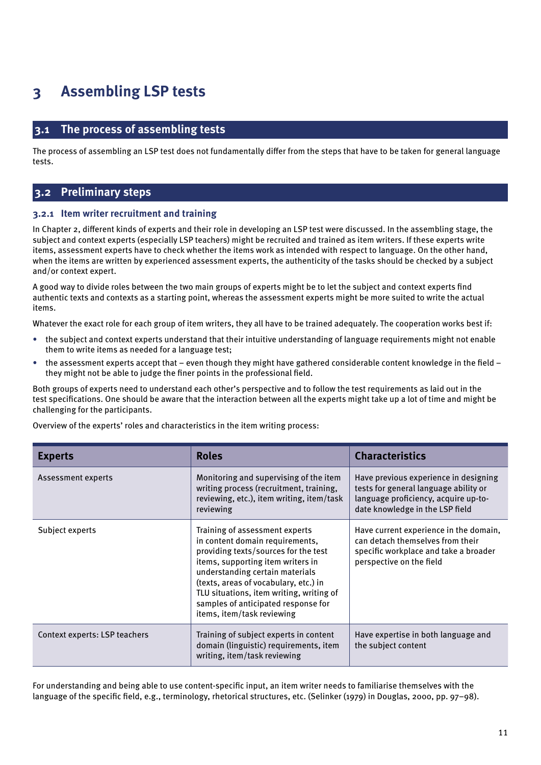# 3 Assembling LSP tests

## 3.1 The process of assembling tests

The process of assembling an LSP test does not fundamentally differ from the steps that have to be taken for general language tests.

## 3.2 Preliminary steps

### 3.2.1 Item writer recruitment and training

In Chapter 2, different kinds of experts and their role in developing an LSP test were discussed. In the assembling stage, the subject and context experts (especially LSP teachers) might be recruited and trained as item writers. If these experts write items, assessment experts have to check whether the items work as intended with respect to language. On the other hand, when the items are written by experienced assessment experts, the authenticity of the tasks should be checked by a subject and/or context expert.

A good way to divide roles between the two main groups of experts might be to let the subject and context experts find authentic texts and contexts as a starting point, whereas the assessment experts might be more suited to write the actual items.

Whatever the exact role for each group of item writers, they all have to be trained adequately. The cooperation works best if:

- the subject and context experts understand that their intuitive understanding of language requirements might not enable them to write items as needed for a language test;
- the assessment experts accept that – even though they might have gathered considerable content knowledge in the field – they might not be able to judge the finer points in the professional field.

Both groups of experts need to understand each other's perspective and to follow the test requirements as laid out in the test specifications. One should be aware that the interaction between all the experts might take up a lot of time and might be challenging for the participants.

Overview of the experts' roles and characteristics in the item writing process:

| Experts | Roles | Characteristics |
|---|---|---|
| Assessment experts | Monitoring and supervising of the item writing process (recruitment, training, reviewing, etc.), item writing, item/task reviewing | Have previous experience in designing tests for general language ability or language proficiency, acquire up-to-date knowledge in the LSP field |
| Subject experts | Training of assessment experts in content domain requirements, providing texts/sources for the test items, supporting item writers in understanding certain materials (texts, areas of vocabulary, etc.) in TLU situations, item writing, writing of samples of anticipated response for items, item/task reviewing | Have current experience in the domain, can detach themselves from their specific workplace and take a broader perspective on the field |
| Context experts: LSP teachers | Training of subject experts in content domain (linguistic) requirements, item writing, item/task reviewing | Have expertise in both language and the subject content |

For understanding and being able to use content-specific input, an item writer needs to familiarise themselves with the language of the specific field, e.g., terminology, rhetorical structures, etc. (Selinker (1979) in Douglas, 2000, pp. 97–98).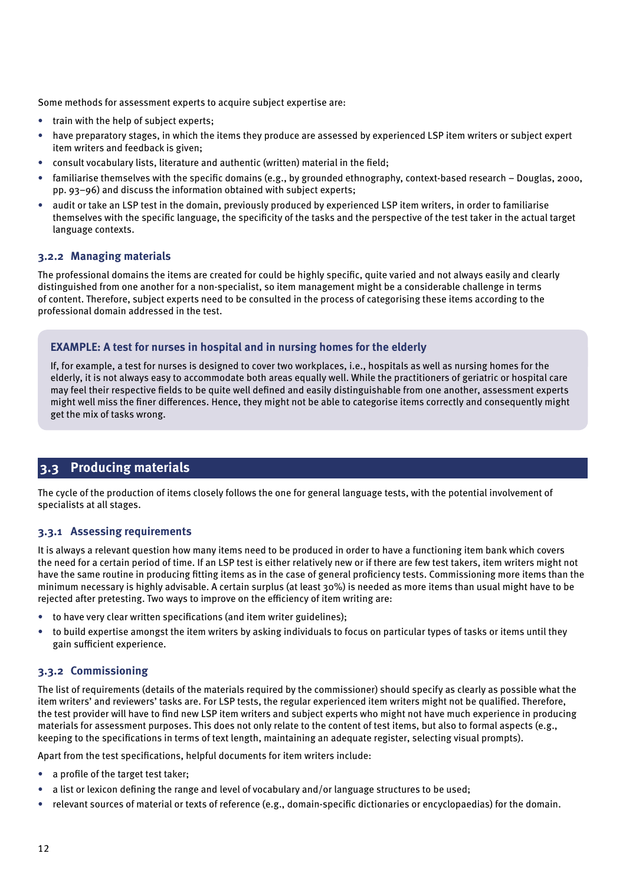Some methods for assessment experts to acquire subject expertise are:

- train with the help of subject experts;
- have preparatory stages, in which the items they produce are assessed by experienced LSP item writers or subject expert item writers and feedback is given;
- consult vocabulary lists, literature and authentic (written) material in the field;
- familiarise themselves with the specific domains (e.g., by grounded ethnography, context-based research – Douglas, 2000, pp. 93–96) and discuss the information obtained with subject experts;
- audit or take an LSP test in the domain, previously produced by experienced LSP item writers, in order to familiarise themselves with the specific language, the specificity of the tasks and the perspective of the test taker in the actual target language contexts.

### 3.2.2 Managing materials

The professional domains the items are created for could be highly specific, quite varied and not always easily and clearly distinguished from one another for a non-specialist, so item management might be a considerable challenge in terms of content. Therefore, subject experts need to be consulted in the process of categorising these items according to the professional domain addressed in the test.

**EXAMPLE: A test for nurses in hospital and in nursing homes for the elderly**

If, for example, a test for nurses is designed to cover two workplaces, i.e., hospitals as well as nursing homes for the elderly, it is not always easy to accommodate both areas equally well. While the practitioners of geriatric or hospital care may feel their respective fields to be quite well defined and easily distinguishable from one another, assessment experts might well miss the finer differences. Hence, they might not be able to categorise items correctly and consequently might get the mix of tasks wrong.

## 3.3 Producing materials

The cycle of the production of items closely follows the one for general language tests, with the potential involvement of specialists at all stages.

### 3.3.1 Assessing requirements

It is always a relevant question how many items need to be produced in order to have a functioning item bank which covers the need for a certain period of time. If an LSP test is either relatively new or if there are few test takers, item writers might not have the same routine in producing fitting items as in the case of general proficiency tests. Commissioning more items than the minimum necessary is highly advisable. A certain surplus (at least 30%) is needed as more items than usual might have to be rejected after pretesting. Two ways to improve on the efficiency of item writing are:

- to have very clear written specifications (and item writer guidelines);
- to build expertise amongst the item writers by asking individuals to focus on particular types of tasks or items until they gain sufficient experience.

### 3.3.2 Commissioning

The list of requirements (details of the materials required by the commissioner) should specify as clearly as possible what the item writers' and reviewers' tasks are. For LSP tests, the regular experienced item writers might not be qualified. Therefore, the test provider will have to find new LSP item writers and subject experts who might not have much experience in producing materials for assessment purposes. This does not only relate to the content of test items, but also to formal aspects (e.g., keeping to the specifications in terms of text length, maintaining an adequate register, selecting visual prompts).

Apart from the test specifications, helpful documents for item writers include:

- a profile of the target test taker;
- a list or lexicon defining the range and level of vocabulary and/or language structures to be used;
- relevant sources of material or texts of reference (e.g., domain-specific dictionaries or encyclopaedias) for the domain.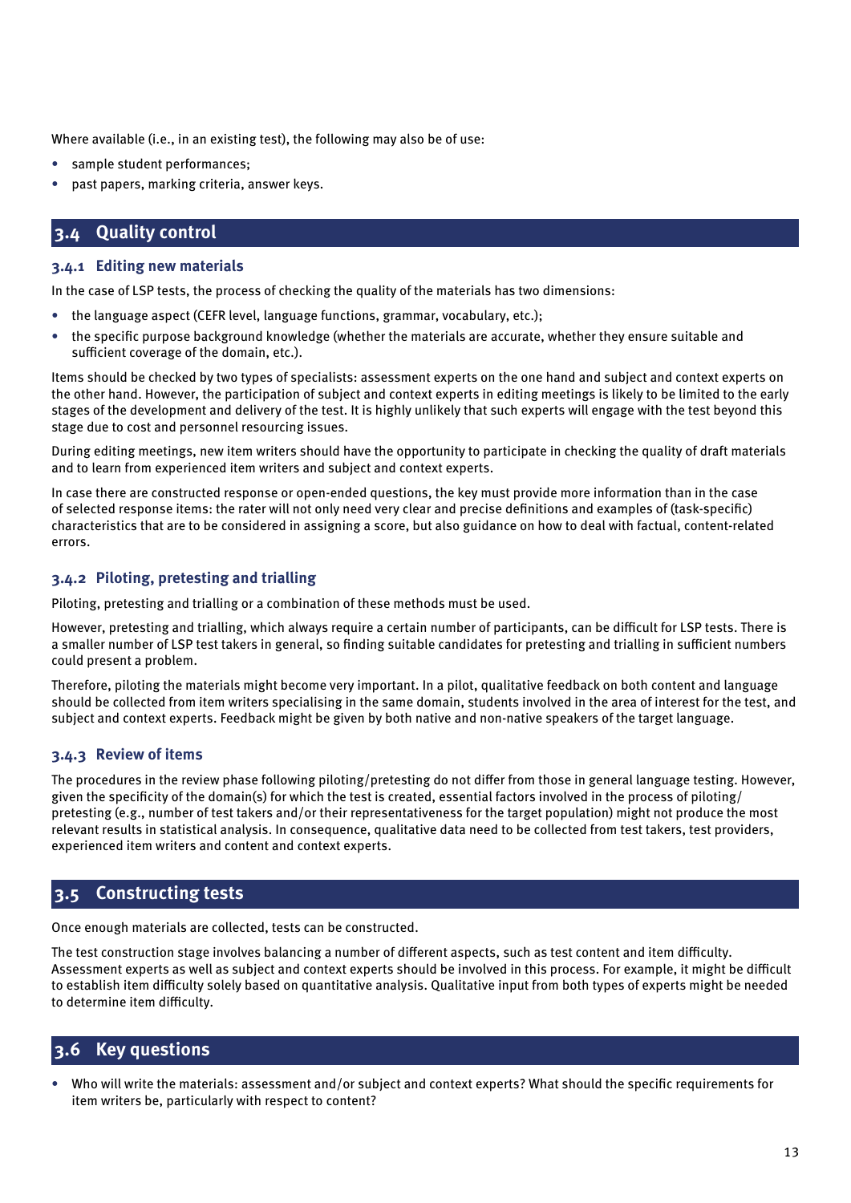Where available (i.e., in an existing test), the following may also be of use:

- sample student performances;
- past papers, marking criteria, answer keys.

## 3.4 Quality control

### 3.4.1 Editing new materials

In the case of LSP tests, the process of checking the quality of the materials has two dimensions:

- the language aspect (CEFR level, language functions, grammar, vocabulary, etc.);
- the specific purpose background knowledge (whether the materials are accurate, whether they ensure suitable and sufficient coverage of the domain, etc.).

Items should be checked by two types of specialists: assessment experts on the one hand and subject and context experts on the other hand. However, the participation of subject and context experts in editing meetings is likely to be limited to the early stages of the development and delivery of the test. It is highly unlikely that such experts will engage with the test beyond this stage due to cost and personnel resourcing issues.

During editing meetings, new item writers should have the opportunity to participate in checking the quality of draft materials and to learn from experienced item writers and subject and context experts.

In case there are constructed response or open-ended questions, the key must provide more information than in the case of selected response items: the rater will not only need very clear and precise definitions and examples of (task-specific) characteristics that are to be considered in assigning a score, but also guidance on how to deal with factual, content-related errors.

### 3.4.2 Piloting, pretesting and trialling

Piloting, pretesting and trialling or a combination of these methods must be used.

However, pretesting and trialling, which always require a certain number of participants, can be difficult for LSP tests. There is a smaller number of LSP test takers in general, so finding suitable candidates for pretesting and trialling in sufficient numbers could present a problem.

Therefore, piloting the materials might become very important. In a pilot, qualitative feedback on both content and language should be collected from item writers specialising in the same domain, students involved in the area of interest for the test, and subject and context experts. Feedback might be given by both native and non-native speakers of the target language.

### 3.4.3 Review of items

The procedures in the review phase following piloting/pretesting do not differ from those in general language testing. However, given the specificity of the domain(s) for which the test is created, essential factors involved in the process of piloting/pretesting (e.g., number of test takers and/or their representativeness for the target population) might not produce the most relevant results in statistical analysis. In consequence, qualitative data need to be collected from test takers, test providers, experienced item writers and content and context experts.

## 3.5 Constructing tests

Once enough materials are collected, tests can be constructed.

The test construction stage involves balancing a number of different aspects, such as test content and item difficulty. Assessment experts as well as subject and context experts should be involved in this process. For example, it might be difficult to establish item difficulty solely based on quantitative analysis. Qualitative input from both types of experts might be needed to determine item difficulty.

## 3.6 Key questions

- Who will write the materials: assessment and/or subject and context experts? What should the specific requirements for item writers be, particularly with respect to content?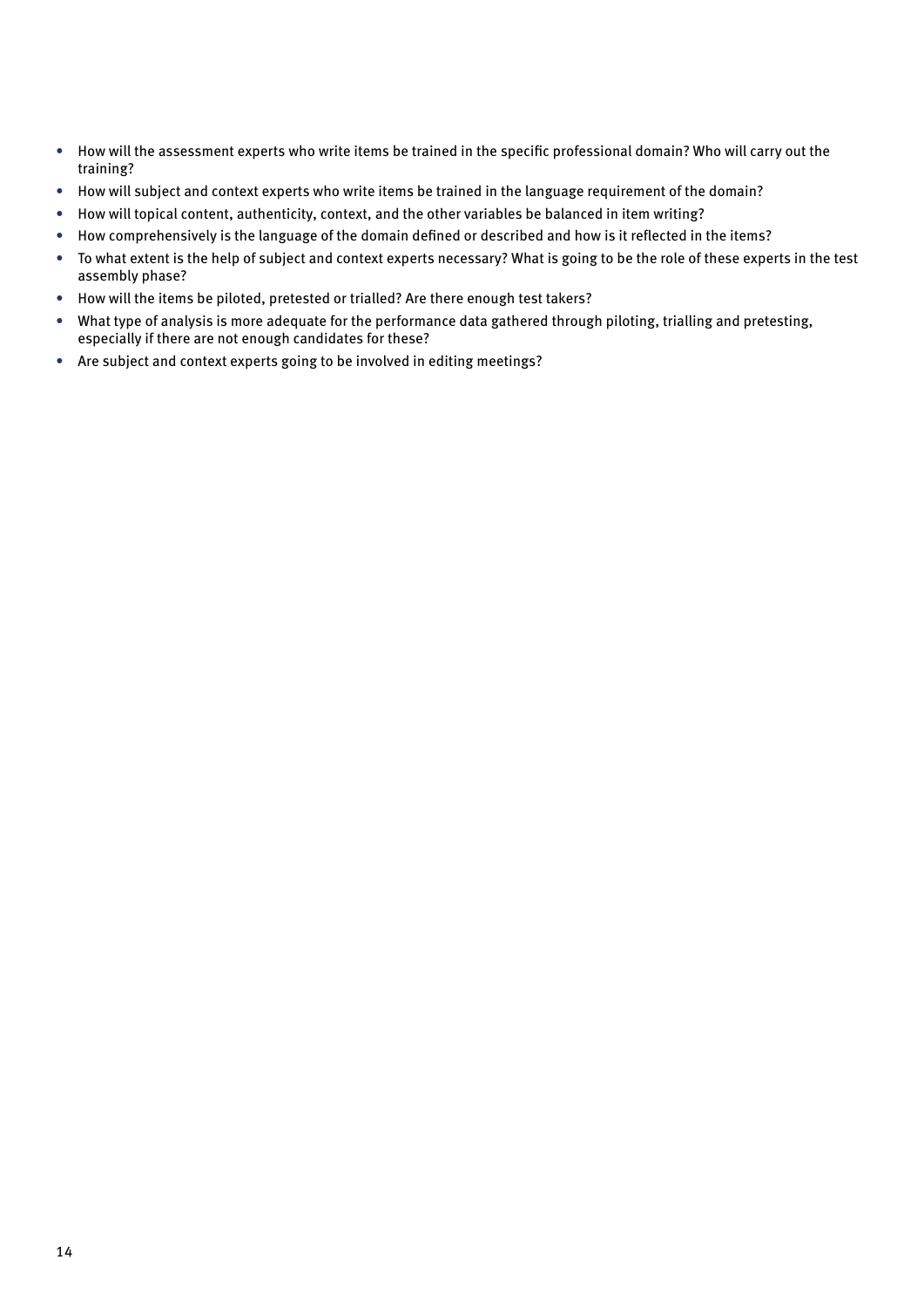- How will the assessment experts who write items be trained in the specific professional domain? Who will carry out the training?
- How will subject and context experts who write items be trained in the language requirement of the domain?
- How will topical content, authenticity, context, and the other variables be balanced in item writing?
- How comprehensively is the language of the domain defined or described and how is it reflected in the items?
- To what extent is the help of subject and context experts necessary? What is going to be the role of these experts in the test assembly phase?
- How will the items be piloted, pretested or trialled? Are there enough test takers?
- What type of analysis is more adequate for the performance data gathered through piloting, trialling and pretesting, especially if there are not enough candidates for these?
- Are subject and context experts going to be involved in editing meetings?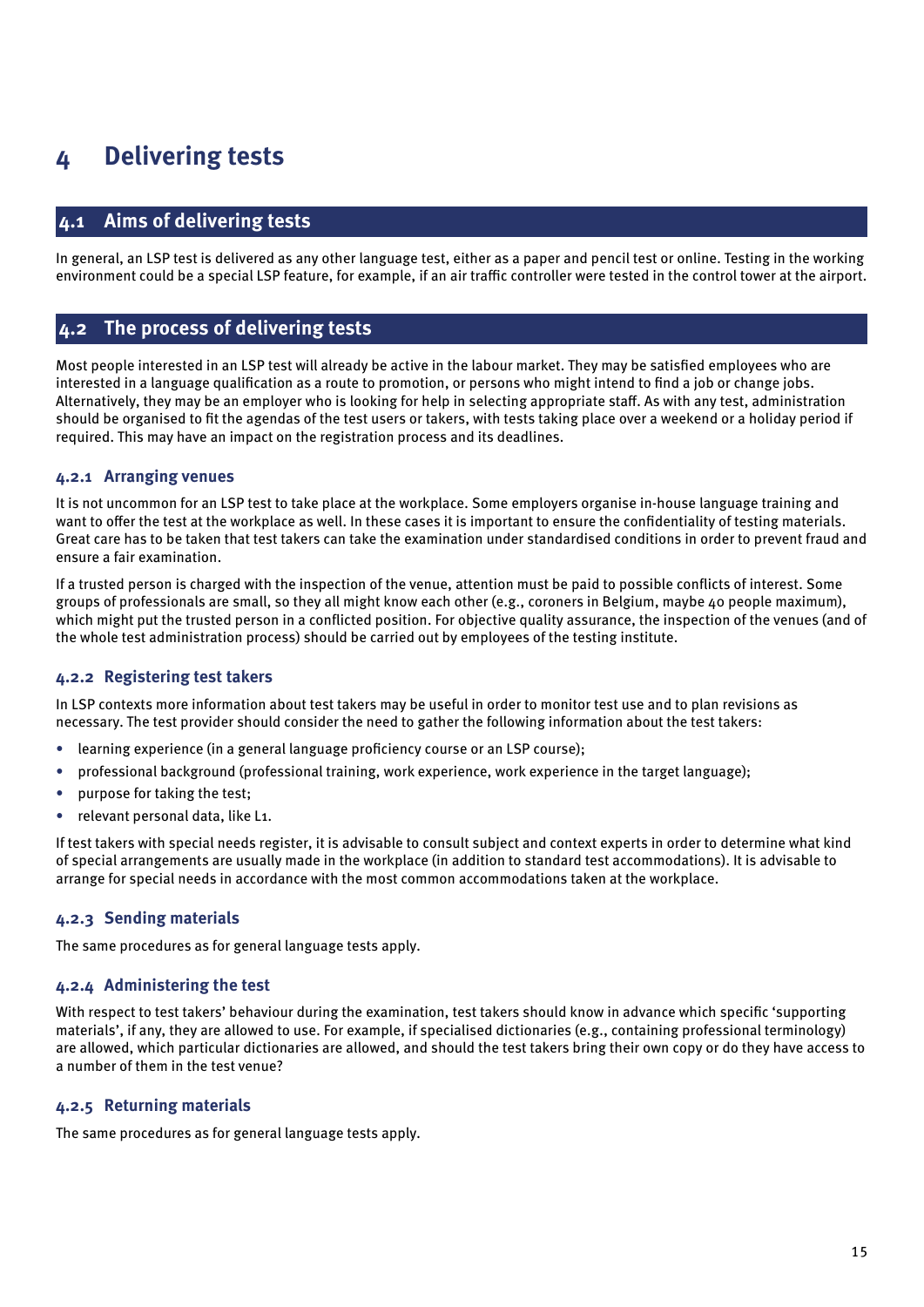# 4 Delivering tests

## 4.1 Aims of delivering tests

In general, an LSP test is delivered as any other language test, either as a paper and pencil test or online. Testing in the working environment could be a special LSP feature, for example, if an air traffic controller were tested in the control tower at the airport.

## 4.2 The process of delivering tests

Most people interested in an LSP test will already be active in the labour market. They may be satisfied employees who are interested in a language qualification as a route to promotion, or persons who might intend to find a job or change jobs. Alternatively, they may be an employer who is looking for help in selecting appropriate staff. As with any test, administration should be organised to fit the agendas of the test users or takers, with tests taking place over a weekend or a holiday period if required. This may have an impact on the registration process and its deadlines.

### 4.2.1 Arranging venues

It is not uncommon for an LSP test to take place at the workplace. Some employers organise in-house language training and want to offer the test at the workplace as well. In these cases it is important to ensure the confidentiality of testing materials. Great care has to be taken that test takers can take the examination under standardised conditions in order to prevent fraud and ensure a fair examination.

If a trusted person is charged with the inspection of the venue, attention must be paid to possible conflicts of interest. Some groups of professionals are small, so they all might know each other (e.g., coroners in Belgium, maybe 40 people maximum), which might put the trusted person in a conflicted position. For objective quality assurance, the inspection of the venues (and of the whole test administration process) should be carried out by employees of the testing institute.

### 4.2.2 Registering test takers

In LSP contexts more information about test takers may be useful in order to monitor test use and to plan revisions as necessary. The test provider should consider the need to gather the following information about the test takers:

- learning experience (in a general language proficiency course or an LSP course);
- professional background (professional training, work experience, work experience in the target language);
- purpose for taking the test;
- relevant personal data, like L1.

If test takers with special needs register, it is advisable to consult subject and context experts in order to determine what kind of special arrangements are usually made in the workplace (in addition to standard test accommodations). It is advisable to arrange for special needs in accordance with the most common accommodations taken at the workplace.

### 4.2.3 Sending materials

The same procedures as for general language tests apply.

### 4.2.4 Administering the test

With respect to test takers' behaviour during the examination, test takers should know in advance which specific 'supporting materials', if any, they are allowed to use. For example, if specialised dictionaries (e.g., containing professional terminology) are allowed, which particular dictionaries are allowed, and should the test takers bring their own copy or do they have access to a number of them in the test venue?

### 4.2.5 Returning materials

The same procedures as for general language tests apply.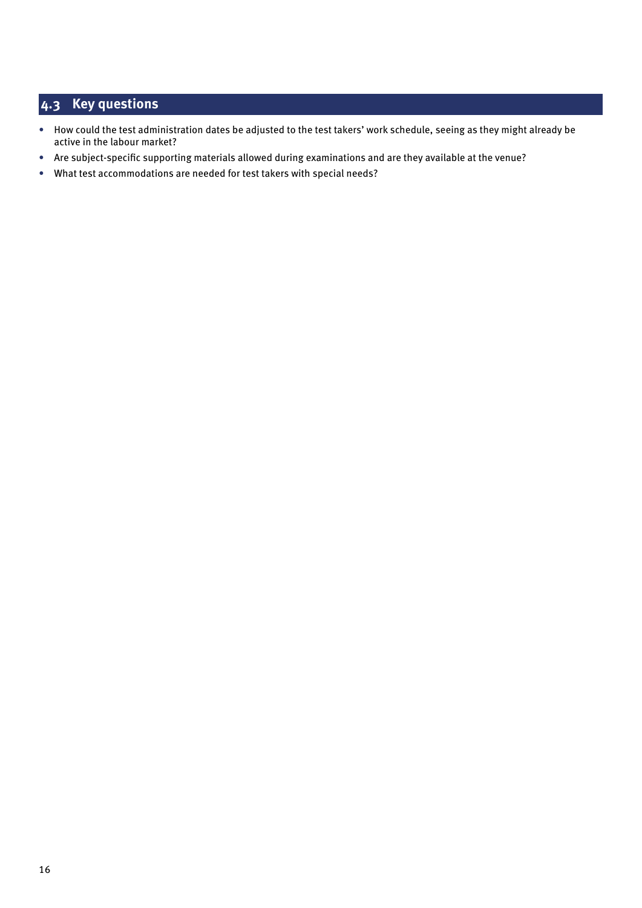## 4.3 Key questions

- How could the test administration dates be adjusted to the test takers' work schedule, seeing as they might already be active in the labour market?
- Are subject-specific supporting materials allowed during examinations and are they available at the venue?
- What test accommodations are needed for test takers with special needs?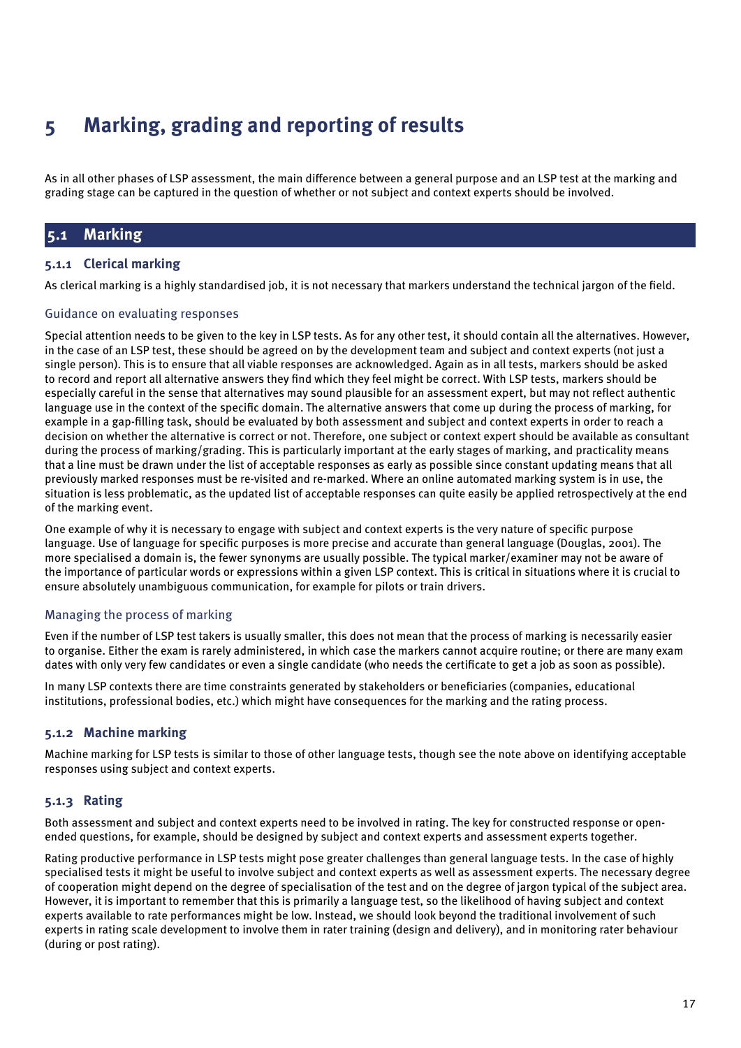# 5 Marking, grading and reporting of results

As in all other phases of LSP assessment, the main difference between a general purpose and an LSP test at the marking and grading stage can be captured in the question of whether or not subject and context experts should be involved.

## 5.1 Marking

### 5.1.1 Clerical marking

As clerical marking is a highly standardised job, it is not necessary that markers understand the technical jargon of the field.

#### Guidance on evaluating responses

Special attention needs to be given to the key in LSP tests. As for any other test, it should contain all the alternatives. However, in the case of an LSP test, these should be agreed on by the development team and subject and context experts (not just a single person). This is to ensure that all viable responses are acknowledged. Again as in all tests, markers should be asked to record and report all alternative answers they find which they feel might be correct. With LSP tests, markers should be especially careful in the sense that alternatives may sound plausible for an assessment expert, but may not reflect authentic language use in the context of the specific domain. The alternative answers that come up during the process of marking, for example in a gap-filling task, should be evaluated by both assessment and subject and context experts in order to reach a decision on whether the alternative is correct or not. Therefore, one subject or context expert should be available as consultant during the process of marking/grading. This is particularly important at the early stages of marking, and practicality means that a line must be drawn under the list of acceptable responses as early as possible since constant updating means that all previously marked responses must be re-visited and re-marked. Where an online automated marking system is in use, the situation is less problematic, as the updated list of acceptable responses can quite easily be applied retrospectively at the end of the marking event.

One example of why it is necessary to engage with subject and context experts is the very nature of specific purpose language. Use of language for specific purposes is more precise and accurate than general language (Douglas, 2001). The more specialised a domain is, the fewer synonyms are usually possible. The typical marker/examiner may not be aware of the importance of particular words or expressions within a given LSP context. This is critical in situations where it is crucial to ensure absolutely unambiguous communication, for example for pilots or train drivers.

#### Managing the process of marking

Even if the number of LSP test takers is usually smaller, this does not mean that the process of marking is necessarily easier to organise. Either the exam is rarely administered, in which case the markers cannot acquire routine; or there are many exam dates with only very few candidates or even a single candidate (who needs the certificate to get a job as soon as possible).

In many LSP contexts there are time constraints generated by stakeholders or beneficiaries (companies, educational institutions, professional bodies, etc.) which might have consequences for the marking and the rating process.

### 5.1.2 Machine marking

Machine marking for LSP tests is similar to those of other language tests, though see the note above on identifying acceptable responses using subject and context experts.

### 5.1.3 Rating

Both assessment and subject and context experts need to be involved in rating. The key for constructed response or open-ended questions, for example, should be designed by subject and context experts and assessment experts together.

Rating productive performance in LSP tests might pose greater challenges than general language tests. In the case of highly specialised tests it might be useful to involve subject and context experts as well as assessment experts. The necessary degree of cooperation might depend on the degree of specialisation of the test and on the degree of jargon typical of the subject area. However, it is important to remember that this is primarily a language test, so the likelihood of having subject and context experts available to rate performances might be low. Instead, we should look beyond the traditional involvement of such experts in rating scale development to involve them in rater training (design and delivery), and in monitoring rater behaviour (during or post rating).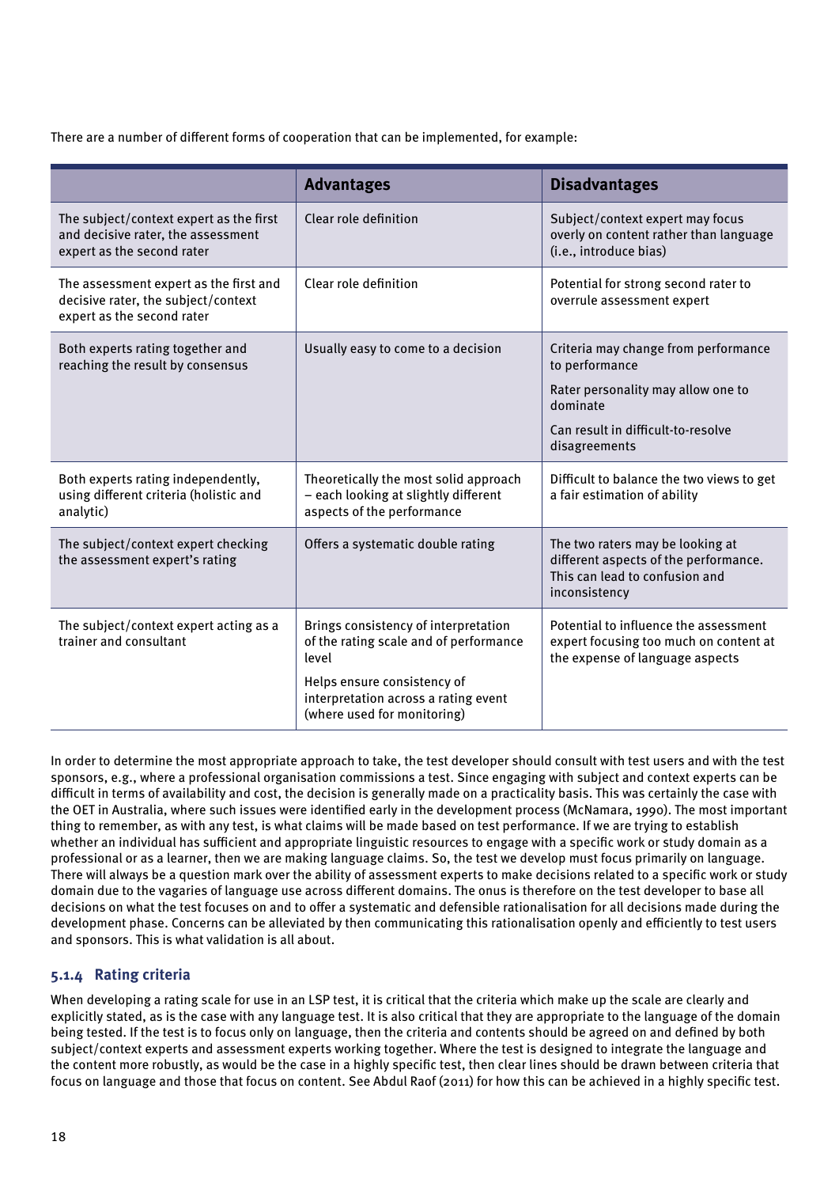There are a number of different forms of cooperation that can be implemented, for example:

| | **Advantages** | **Disadvantages** |
|---|---|---|
| The subject/context expert as the first and decisive rater, the assessment expert as the second rater | Clear role definition | Subject/context expert may focus overly on content rather than language (i.e., introduce bias) |
| The assessment expert as the first and decisive rater, the subject/context expert as the second rater | Clear role definition | Potential for strong second rater to overrule assessment expert |
| Both experts rating together and reaching the result by consensus | Usually easy to come to a decision | Criteria may change from performance to performance<br><br>Rater personality may allow one to dominate<br><br>Can result in difficult-to-resolve disagreements |
| Both experts rating independently, using different criteria (holistic and analytic) | Theoretically the most solid approach – each looking at slightly different aspects of the performance | Difficult to balance the two views to get a fair estimation of ability |
| The subject/context expert checking the assessment expert's rating | Offers a systematic double rating | The two raters may be looking at different aspects of the performance. This can lead to confusion and inconsistency |
| The subject/context expert acting as a trainer and consultant | Brings consistency of interpretation of the rating scale and of performance level<br><br>Helps ensure consistency of interpretation across a rating event (where used for monitoring) | Potential to influence the assessment expert focusing too much on content at the expense of language aspects |

In order to determine the most appropriate approach to take, the test developer should consult with test users and with the test sponsors, e.g., where a professional organisation commissions a test. Since engaging with subject and context experts can be difficult in terms of availability and cost, the decision is generally made on a practicality basis. This was certainly the case with the OET in Australia, where such issues were identified early in the development process (McNamara, 1990). The most important thing to remember, as with any test, is what claims will be made based on test performance. If we are trying to establish whether an individual has sufficient and appropriate linguistic resources to engage with a specific work or study domain as a professional or as a learner, then we are making language claims. So, the test we develop must focus primarily on language. There will always be a question mark over the ability of assessment experts to make decisions related to a specific work or study domain due to the vagaries of language use across different domains. The onus is therefore on the test developer to base all decisions on what the test focuses on and to offer a systematic and defensible rationalisation for all decisions made during the development phase. Concerns can be alleviated by then communicating this rationalisation openly and efficiently to test users and sponsors. This is what validation is all about.

### 5.1.4 Rating criteria

When developing a rating scale for use in an LSP test, it is critical that the criteria which make up the scale are clearly and explicitly stated, as is the case with any language test. It is also critical that they are appropriate to the language of the domain being tested. If the test is to focus only on language, then the criteria and contents should be agreed on and defined by both subject/context experts and assessment experts working together. Where the test is designed to integrate the language and the content more robustly, as would be the case in a highly specific test, then clear lines should be drawn between criteria that focus on language and those that focus on content. See Abdul Raof (2011) for how this can be achieved in a highly specific test.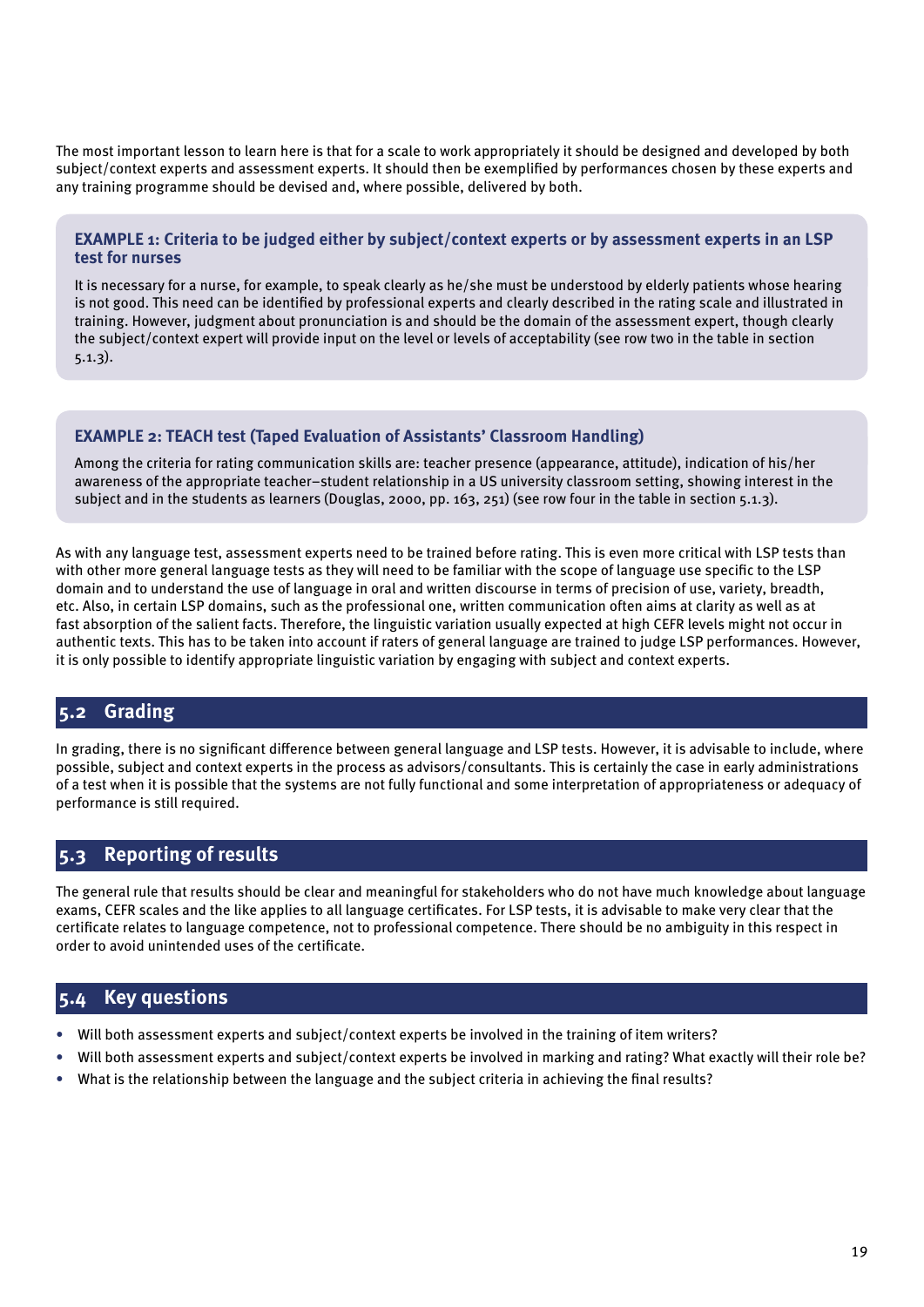The most important lesson to learn here is that for a scale to work appropriately it should be designed and developed by both subject/context experts and assessment experts. It should then be exemplified by performances chosen by these experts and any training programme should be devised and, where possible, delivered by both.

> **EXAMPLE 1: Criteria to be judged either by subject/context experts or by assessment experts in an LSP test for nurses**
>
> It is necessary for a nurse, for example, to speak clearly as he/she must be understood by elderly patients whose hearing is not good. This need can be identified by professional experts and clearly described in the rating scale and illustrated in training. However, judgment about pronunciation is and should be the domain of the assessment expert, though clearly the subject/context expert will provide input on the level or levels of acceptability (see row two in the table in section 5.1.3).

> **EXAMPLE 2: TEACH test (Taped Evaluation of Assistants' Classroom Handling)**
>
> Among the criteria for rating communication skills are: teacher presence (appearance, attitude), indication of his/her awareness of the appropriate teacher–student relationship in a US university classroom setting, showing interest in the subject and in the students as learners (Douglas, 2000, pp. 163, 251) (see row four in the table in section 5.1.3).

As with any language test, assessment experts need to be trained before rating. This is even more critical with LSP tests than with other more general language tests as they will need to be familiar with the scope of language use specific to the LSP domain and to understand the use of language in oral and written discourse in terms of precision of use, variety, breadth, etc. Also, in certain LSP domains, such as the professional one, written communication often aims at clarity as well as at fast absorption of the salient facts. Therefore, the linguistic variation usually expected at high CEFR levels might not occur in authentic texts. This has to be taken into account if raters of general language are trained to judge LSP performances. However, it is only possible to identify appropriate linguistic variation by engaging with subject and context experts.

## 5.2 Grading

In grading, there is no significant difference between general language and LSP tests. However, it is advisable to include, where possible, subject and context experts in the process as advisors/consultants. This is certainly the case in early administrations of a test when it is possible that the systems are not fully functional and some interpretation of appropriateness or adequacy of performance is still required.

## 5.3 Reporting of results

The general rule that results should be clear and meaningful for stakeholders who do not have much knowledge about language exams, CEFR scales and the like applies to all language certificates. For LSP tests, it is advisable to make very clear that the certificate relates to language competence, not to professional competence. There should be no ambiguity in this respect in order to avoid unintended uses of the certificate.

## 5.4 Key questions

- Will both assessment experts and subject/context experts be involved in the training of item writers?
- Will both assessment experts and subject/context experts be involved in marking and rating? What exactly will their role be?
- What is the relationship between the language and the subject criteria in achieving the final results?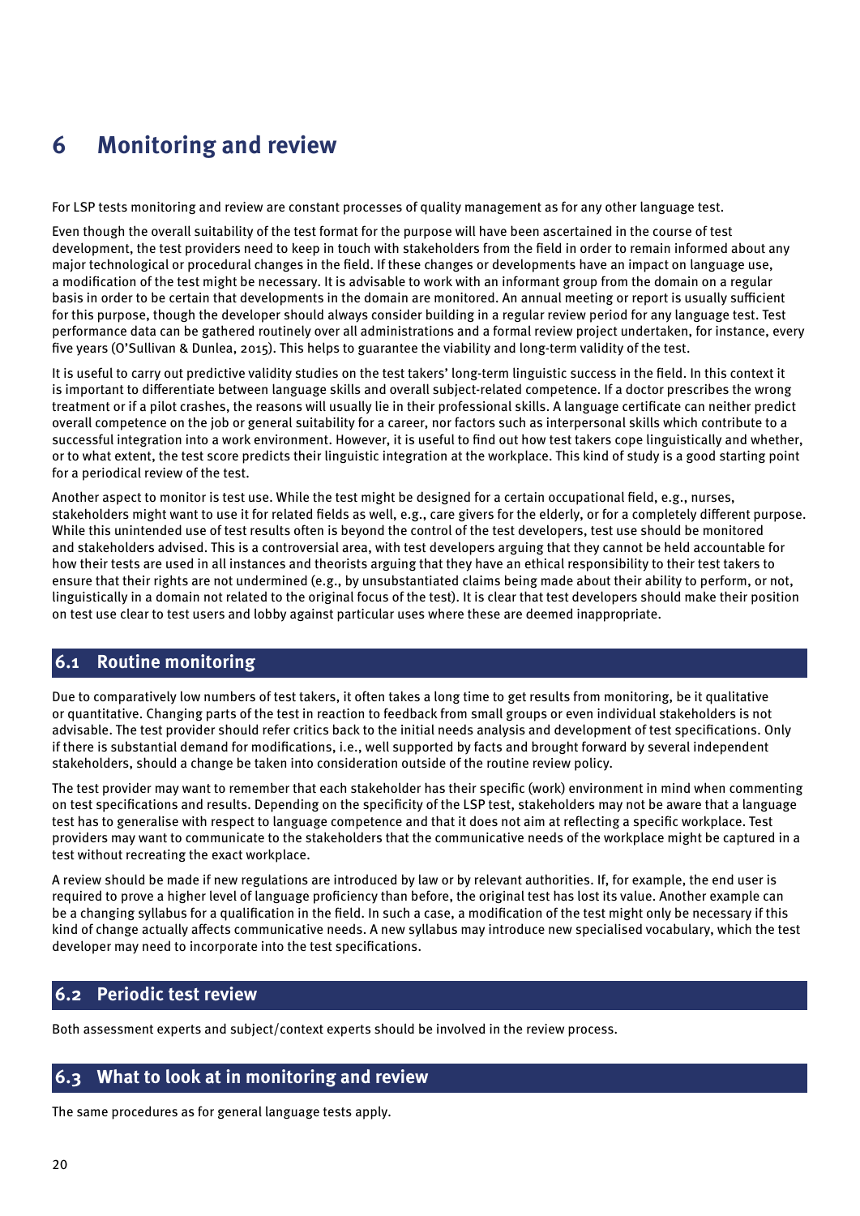# 6 Monitoring and review

For LSP tests monitoring and review are constant processes of quality management as for any other language test.

Even though the overall suitability of the test format for the purpose will have been ascertained in the course of test development, the test providers need to keep in touch with stakeholders from the field in order to remain informed about any major technological or procedural changes in the field. If these changes or developments have an impact on language use, a modification of the test might be necessary. It is advisable to work with an informant group from the domain on a regular basis in order to be certain that developments in the domain are monitored. An annual meeting or report is usually sufficient for this purpose, though the developer should always consider building in a regular review period for any language test. Test performance data can be gathered routinely over all administrations and a formal review project undertaken, for instance, every five years (O'Sullivan & Dunlea, 2015). This helps to guarantee the viability and long-term validity of the test.

It is useful to carry out predictive validity studies on the test takers' long-term linguistic success in the field. In this context it is important to differentiate between language skills and overall subject-related competence. If a doctor prescribes the wrong treatment or if a pilot crashes, the reasons will usually lie in their professional skills. A language certificate can neither predict overall competence on the job or general suitability for a career, nor factors such as interpersonal skills which contribute to a successful integration into a work environment. However, it is useful to find out how test takers cope linguistically and whether, or to what extent, the test score predicts their linguistic integration at the workplace. This kind of study is a good starting point for a periodical review of the test.

Another aspect to monitor is test use. While the test might be designed for a certain occupational field, e.g., nurses, stakeholders might want to use it for related fields as well, e.g., care givers for the elderly, or for a completely different purpose. While this unintended use of test results often is beyond the control of the test developers, test use should be monitored and stakeholders advised. This is a controversial area, with test developers arguing that they cannot be held accountable for how their tests are used in all instances and theorists arguing that they have an ethical responsibility to their test takers to ensure that their rights are not undermined (e.g., by unsubstantiated claims being made about their ability to perform, or not, linguistically in a domain not related to the original focus of the test). It is clear that test developers should make their position on test use clear to test users and lobby against particular uses where these are deemed inappropriate.

## 6.1 Routine monitoring

Due to comparatively low numbers of test takers, it often takes a long time to get results from monitoring, be it qualitative or quantitative. Changing parts of the test in reaction to feedback from small groups or even individual stakeholders is not advisable. The test provider should refer critics back to the initial needs analysis and development of test specifications. Only if there is substantial demand for modifications, i.e., well supported by facts and brought forward by several independent stakeholders, should a change be taken into consideration outside of the routine review policy.

The test provider may want to remember that each stakeholder has their specific (work) environment in mind when commenting on test specifications and results. Depending on the specificity of the LSP test, stakeholders may not be aware that a language test has to generalise with respect to language competence and that it does not aim at reflecting a specific workplace. Test providers may want to communicate to the stakeholders that the communicative needs of the workplace might be captured in a test without recreating the exact workplace.

A review should be made if new regulations are introduced by law or by relevant authorities. If, for example, the end user is required to prove a higher level of language proficiency than before, the original test has lost its value. Another example can be a changing syllabus for a qualification in the field. In such a case, a modification of the test might only be necessary if this kind of change actually affects communicative needs. A new syllabus may introduce new specialised vocabulary, which the test developer may need to incorporate into the test specifications.

## 6.2 Periodic test review

Both assessment experts and subject/context experts should be involved in the review process.

## 6.3 What to look at in monitoring and review

The same procedures as for general language tests apply.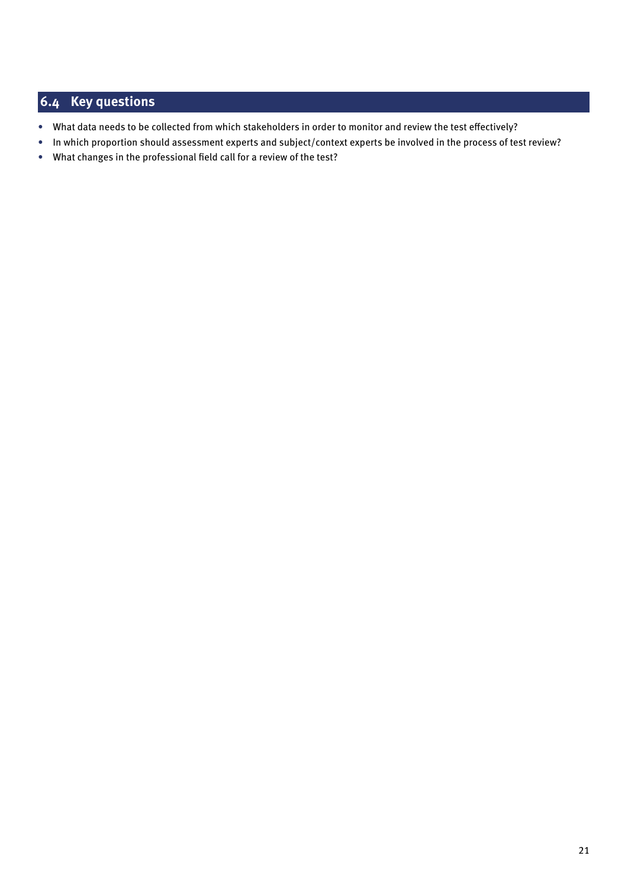## 6.4 Key questions

- What data needs to be collected from which stakeholders in order to monitor and review the test effectively?
- In which proportion should assessment experts and subject/context experts be involved in the process of test review?
- What changes in the professional field call for a review of the test?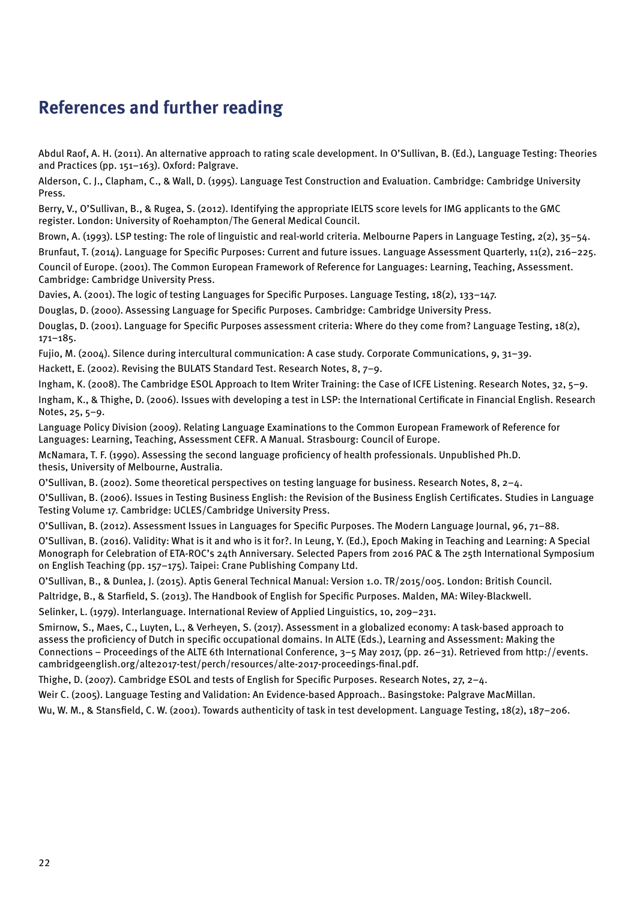## References and further reading

Abdul Raof, A. H. (2011). An alternative approach to rating scale development. In O'Sullivan, B. (Ed.), Language Testing: Theories and Practices (pp. 151–163). Oxford: Palgrave.

Alderson, C. J., Clapham, C., & Wall, D. (1995). Language Test Construction and Evaluation. Cambridge: Cambridge University Press.

Berry, V., O'Sullivan, B., & Rugea, S. (2012). Identifying the appropriate IELTS score levels for IMG applicants to the GMC register. London: University of Roehampton/The General Medical Council.

Brown, A. (1993). LSP testing: The role of linguistic and real-world criteria. Melbourne Papers in Language Testing, 2(2), 35–54.

Brunfaut, T. (2014). Language for Specific Purposes: Current and future issues. Language Assessment Quarterly, 11(2), 216–225.

Council of Europe. (2001). The Common European Framework of Reference for Languages: Learning, Teaching, Assessment. Cambridge: Cambridge University Press.

Davies, A. (2001). The logic of testing Languages for Specific Purposes. Language Testing, 18(2), 133–147.

Douglas, D. (2000). Assessing Language for Specific Purposes. Cambridge: Cambridge University Press.

Douglas, D. (2001). Language for Specific Purposes assessment criteria: Where do they come from? Language Testing, 18(2), 171–185.

Fujio, M. (2004). Silence during intercultural communication: A case study. Corporate Communications, 9, 31–39.

Hackett, E. (2002). Revising the BULATS Standard Test. Research Notes, 8, 7–9.

Ingham, K. (2008). The Cambridge ESOL Approach to Item Writer Training: the Case of ICFE Listening. Research Notes, 32, 5–9.

Ingham, K., & Thighe, D. (2006). Issues with developing a test in LSP: the International Certificate in Financial English. Research Notes, 25, 5–9.

Language Policy Division (2009). Relating Language Examinations to the Common European Framework of Reference for Languages: Learning, Teaching, Assessment CEFR. A Manual. Strasbourg: Council of Europe.

McNamara, T. F. (1990). Assessing the second language proficiency of health professionals. Unpublished Ph.D. thesis, University of Melbourne, Australia.

O'Sullivan, B. (2002). Some theoretical perspectives on testing language for business. Research Notes, 8, 2–4.

O'Sullivan, B. (2006). Issues in Testing Business English: the Revision of the Business English Certificates. Studies in Language Testing Volume 17. Cambridge: UCLES/Cambridge University Press.

O'Sullivan, B. (2012). Assessment Issues in Languages for Specific Purposes. The Modern Language Journal, 96, 71–88.

O'Sullivan, B. (2016). Validity: What is it and who is it for?. In Leung, Y. (Ed.), Epoch Making in Teaching and Learning: A Special Monograph for Celebration of ETA-ROC's 24th Anniversary. Selected Papers from 2016 PAC & The 25th International Symposium on English Teaching (pp. 157–175). Taipei: Crane Publishing Company Ltd.

O'Sullivan, B., & Dunlea, J. (2015). Aptis General Technical Manual: Version 1.0. TR/2015/005. London: British Council.

Paltridge, B., & Starfield, S. (2013). The Handbook of English for Specific Purposes. Malden, MA: Wiley-Blackwell.

Selinker, L. (1979). Interlanguage. International Review of Applied Linguistics, 10, 209–231.

Smirnow, S., Maes, C., Luyten, L., & Verheyen, S. (2017). Assessment in a globalized economy: A task-based approach to assess the proficiency of Dutch in specific occupational domains. In ALTE (Eds.), Learning and Assessment: Making the Connections – Proceedings of the ALTE 6th International Conference, 3–5 May 2017, (pp. 26–31). Retrieved from http://events.cambridgeenglish.org/alte2017-test/perch/resources/alte-2017-proceedings-final.pdf.

Thighe, D. (2007). Cambridge ESOL and tests of English for Specific Purposes. Research Notes, 27, 2–4.

Weir C. (2005). Language Testing and Validation: An Evidence-based Approach.. Basingstoke: Palgrave MacMillan.

Wu, W. M., & Stansfield, C. W. (2001). Towards authenticity of task in test development. Language Testing, 18(2), 187–206.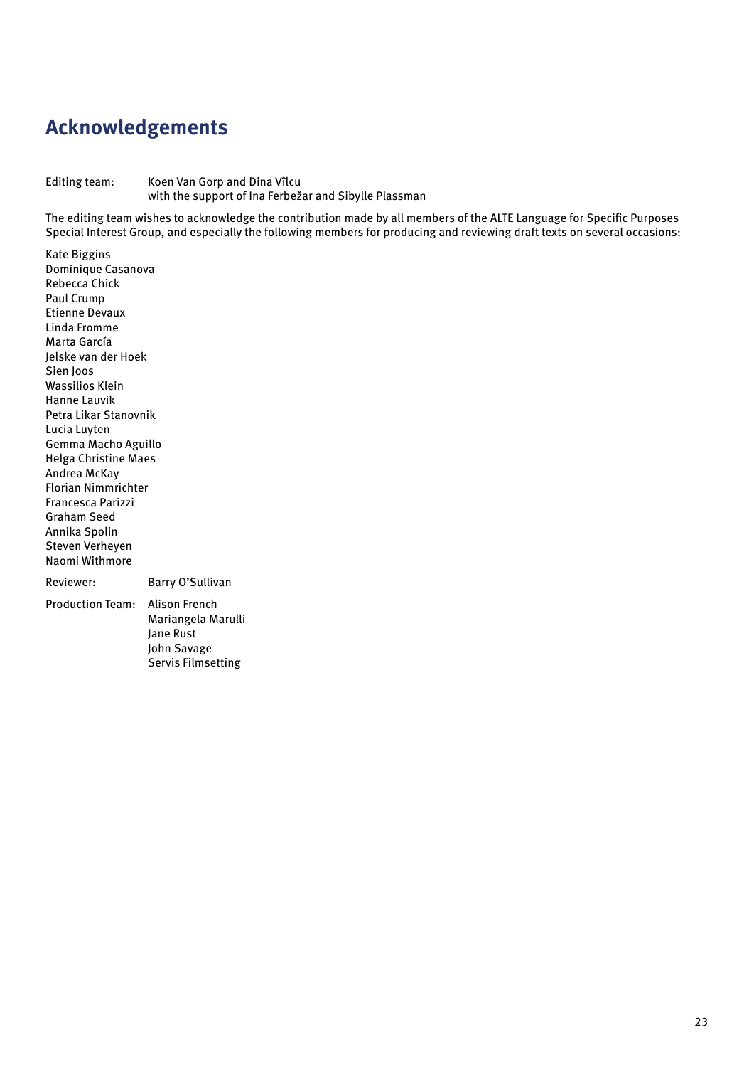# Acknowledgements

Editing team: Koen Van Gorp and Dina Vîlcu
with the support of Ina Ferbežar and Sibylle Plassman

The editing team wishes to acknowledge the contribution made by all members of the ALTE Language for Specific Purposes Special Interest Group, and especially the following members for producing and reviewing draft texts on several occasions:

Kate Biggins
Dominique Casanova
Rebecca Chick
Paul Crump
Etienne Devaux
Linda Fromme
Marta García
Jelske van der Hoek
Sien Joos
Wassilios Klein
Hanne Lauvik
Petra Likar Stanovnik
Lucia Luyten
Gemma Macho Aguillo
Helga Christine Maes
Andrea McKay
Florian Nimmrichter
Francesca Parizzi
Graham Seed
Annika Spolin
Steven Verheyen
Naomi Withmore

Reviewer: Barry O'Sullivan

Production Team: Alison French
Mariangela Marulli
Jane Rust
John Savage
Servis Filmsetting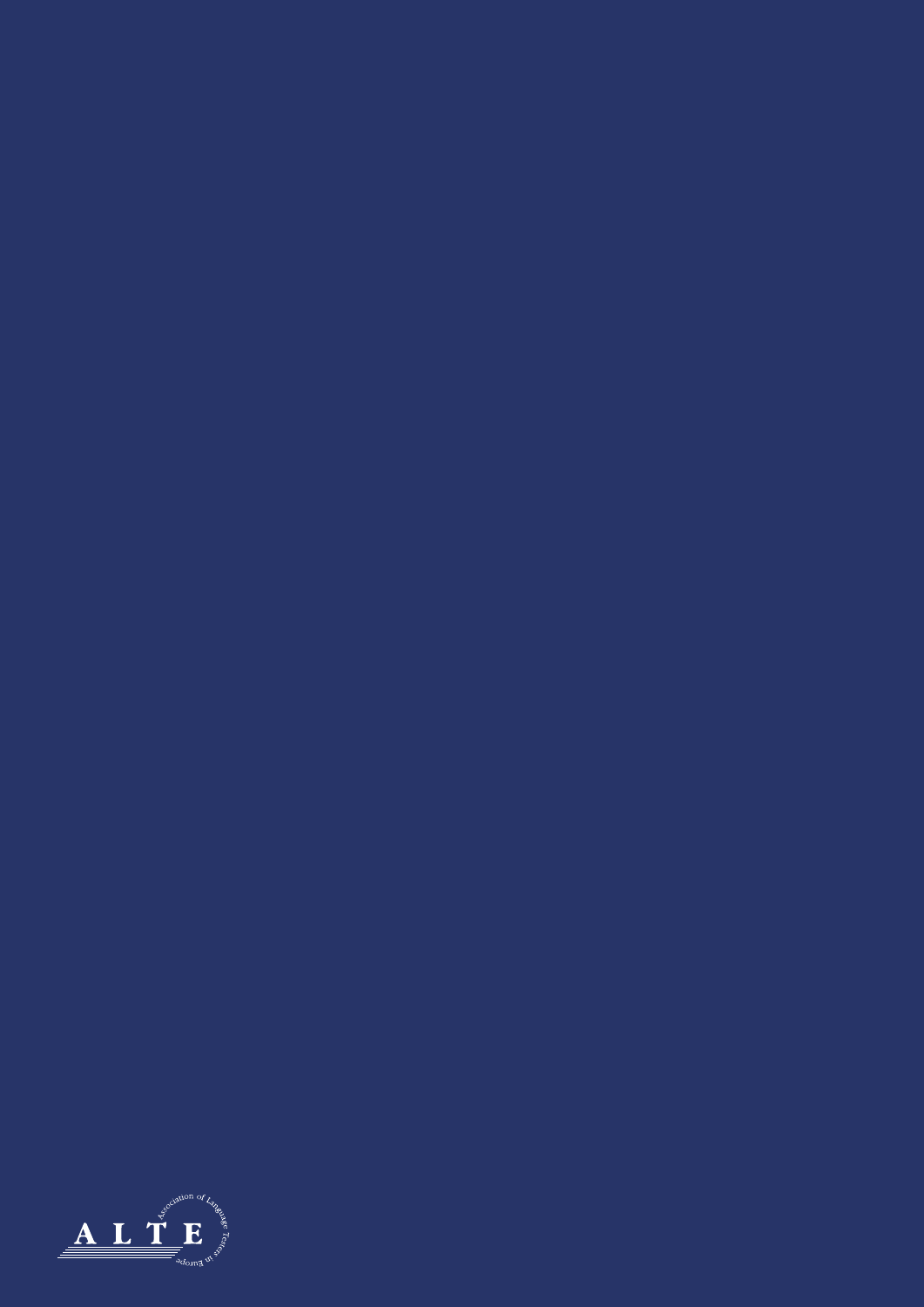ALTE

Association of Language Testers in Europe